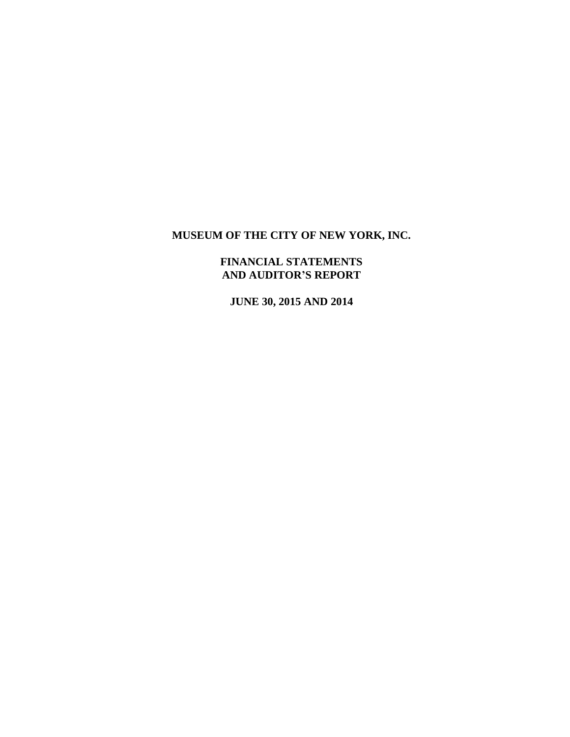# MUSEUM OF THE CITY OF NEW YORK, INC.

## FINANCIAL STATEMENTS AND AUDITOR'S REPORT

### JUNE 30, 2015 AND 2014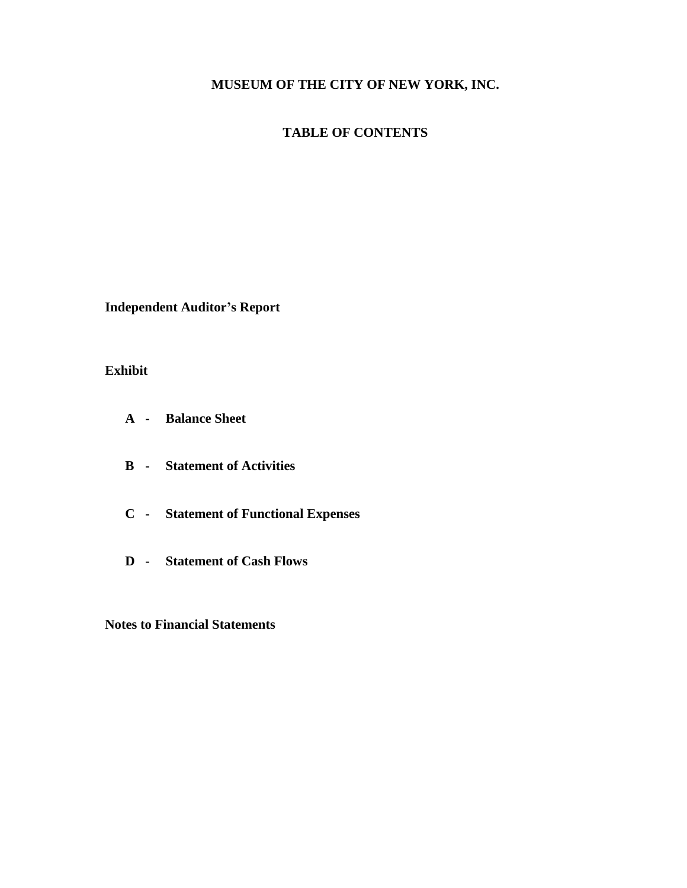# MUSEUM OF THE CITY OF NEW YORK, INC.

## TABLE OF CONTENTS

**Independent Auditor's Report**

**Exhibit**

- **A - Balance Sheet**
- **B - Statement of Activities**
- **C - Statement of Functional Expenses**
- **D - Statement of Cash Flows**

**Notes to Financial Statements**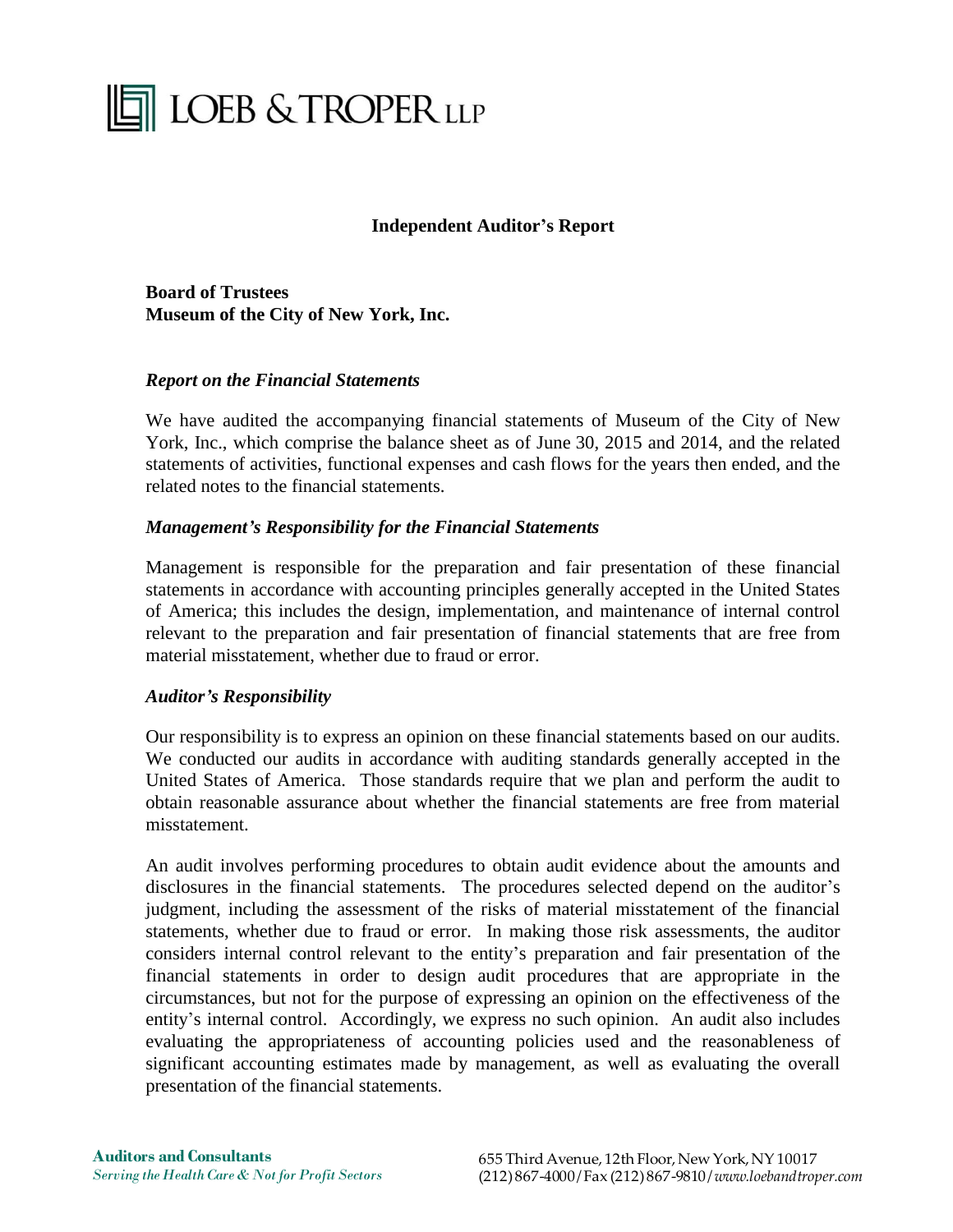LOEB & TROPER LLP

# Independent Auditor's Report

**Board of Trustees**
**Museum of the City of New York, Inc.**

***Report on the Financial Statements***

We have audited the accompanying financial statements of Museum of the City of New York, Inc., which comprise the balance sheet as of June 30, 2015 and 2014, and the related statements of activities, functional expenses and cash flows for the years then ended, and the related notes to the financial statements.

***Management's Responsibility for the Financial Statements***

Management is responsible for the preparation and fair presentation of these financial statements in accordance with accounting principles generally accepted in the United States of America; this includes the design, implementation, and maintenance of internal control relevant to the preparation and fair presentation of financial statements that are free from material misstatement, whether due to fraud or error.

***Auditor's Responsibility***

Our responsibility is to express an opinion on these financial statements based on our audits. We conducted our audits in accordance with auditing standards generally accepted in the United States of America. Those standards require that we plan and perform the audit to obtain reasonable assurance about whether the financial statements are free from material misstatement.

An audit involves performing procedures to obtain audit evidence about the amounts and disclosures in the financial statements. The procedures selected depend on the auditor's judgment, including the assessment of the risks of material misstatement of the financial statements, whether due to fraud or error. In making those risk assessments, the auditor considers internal control relevant to the entity's preparation and fair presentation of the financial statements in order to design audit procedures that are appropriate in the circumstances, but not for the purpose of expressing an opinion on the effectiveness of the entity's internal control. Accordingly, we express no such opinion. An audit also includes evaluating the appropriateness of accounting policies used and the reasonableness of significant accounting estimates made by management, as well as evaluating the overall presentation of the financial statements.

**Auditors and Consultants**
*Serving the Health Care & Not for Profit Sectors*

655 Third Avenue, 12th Floor, New York, NY 10017
(212) 867-4000 / Fax (212) 867-9810 / *www.loebandtroper.com*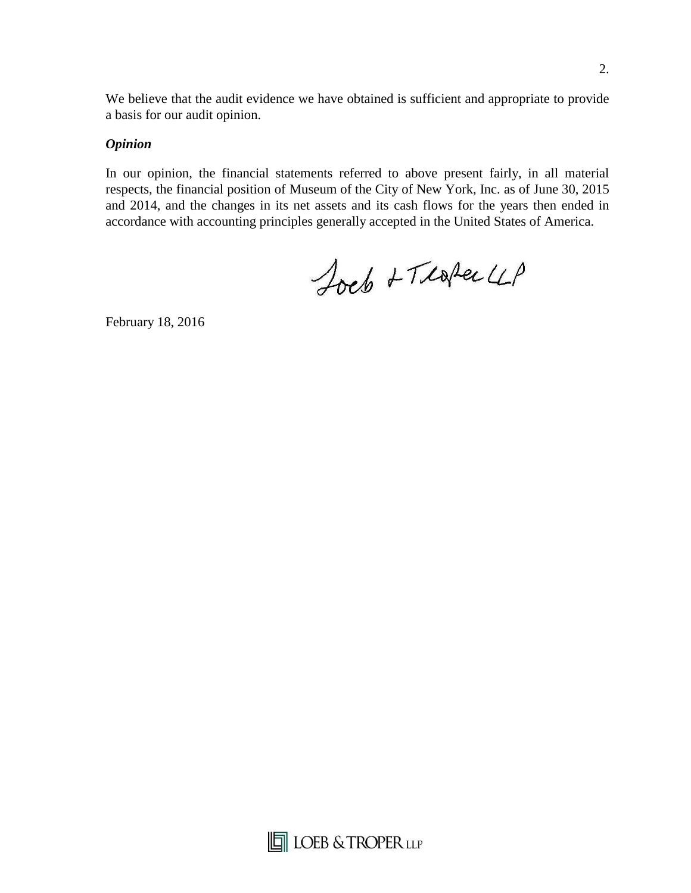We believe that the audit evidence we have obtained is sufficient and appropriate to provide a basis for our audit opinion.

***Opinion***

In our opinion, the financial statements referred to above present fairly, in all material respects, the financial position of Museum of the City of New York, Inc. as of June 30, 2015 and 2014, and the changes in its net assets and its cash flows for the years then ended in accordance with accounting principles generally accepted in the United States of America.

Loeb & Troper LLP

February 18, 2016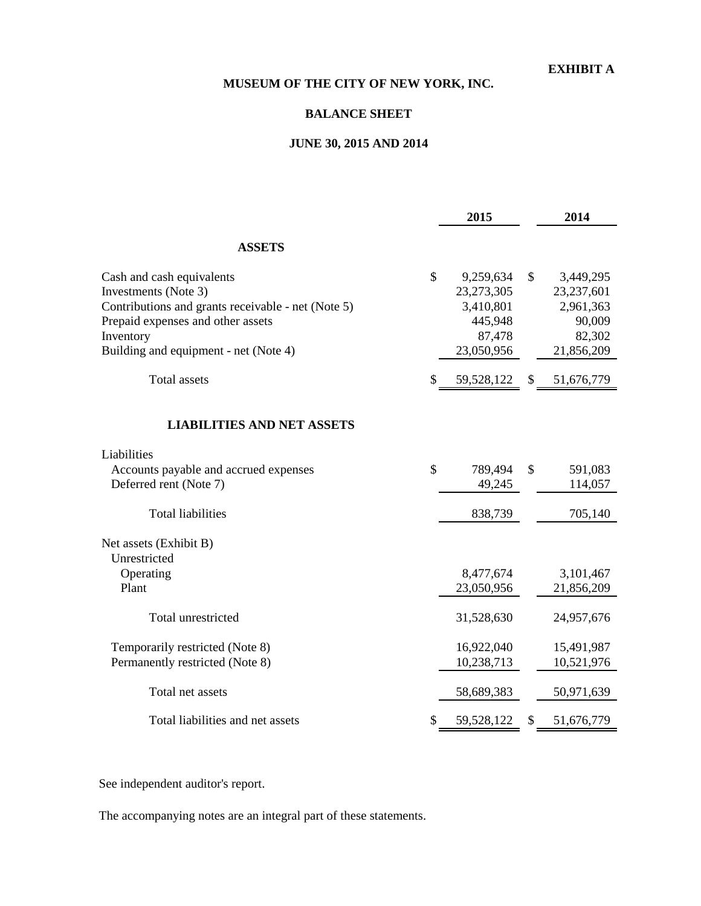**EXHIBIT A**

# MUSEUM OF THE CITY OF NEW YORK, INC.

## BALANCE SHEET

## JUNE 30, 2015 AND 2014

| | 2015 | 2014 |
|---|---|---|
| **ASSETS** | | |
| Cash and cash equivalents | $ 9,259,634 | $ 3,449,295 |
| Investments (Note 3) | 23,273,305 | 23,237,601 |
| Contributions and grants receivable - net (Note 5) | 3,410,801 | 2,961,363 |
| Prepaid expenses and other assets | 445,948 | 90,009 |
| Inventory | 87,478 | 82,302 |
| Building and equipment - net (Note 4) | 23,050,956 | 21,856,209 |
| Total assets | $ 59,528,122 | $ 51,676,779 |
| **LIABILITIES AND NET ASSETS** | | |
| Liabilities | | |
| Accounts payable and accrued expenses | $ 789,494 | $ 591,083 |
| Deferred rent (Note 7) | 49,245 | 114,057 |
| Total liabilities | 838,739 | 705,140 |
| Net assets (Exhibit B) | | |
| Unrestricted | | |
| Operating | 8,477,674 | 3,101,467 |
| Plant | 23,050,956 | 21,856,209 |
| Total unrestricted | 31,528,630 | 24,957,676 |
| Temporarily restricted (Note 8) | 16,922,040 | 15,491,987 |
| Permanently restricted (Note 8) | 10,238,713 | 10,521,976 |
| Total net assets | 58,689,383 | 50,971,639 |
| Total liabilities and net assets | $ 59,528,122 | $ 51,676,779 |

See independent auditor's report.

The accompanying notes are an integral part of these statements.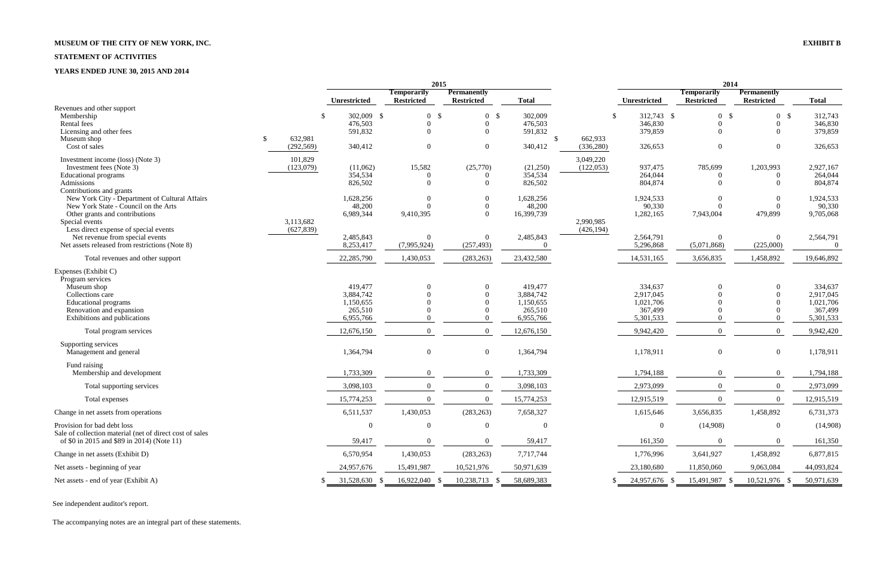**MUSEUM OF THE CITY OF NEW YORK, INC.**

**EXHIBIT B**

**STATEMENT OF ACTIVITIES**

**YEARS ENDED JUNE 30, 2015 AND 2014**

| | 2015 | | | | | 2014 | | | | |
|---|---|---|---|---|---|---|---|---|---|---|
| | | Unrestricted | Temporarily Restricted | Permanently Restricted | Total | | Unrestricted | Temporarily Restricted | Permanently Restricted | Total |
| Revenues and other support | | | | | | | | | | |
| Membership | | $ 302,009 | $ 0 | $ 0 | $ 302,009 | | $ 312,743 | $ 0 | $ 0 | $ 312,743 |
| Rental fees | | 476,503 | 0 | 0 | 476,503 | | 346,830 | 0 | 0 | 346,830 |
| Licensing and other fees | | 591,832 | 0 | 0 | 591,832 | | 379,859 | 0 | 0 | 379,859 |
| Museum shop | $ 632,981 | | | | | $ 662,933 | | | | |
| Cost of sales | (292,569) | 340,412 | 0 | 0 | 340,412 | (336,280) | 326,653 | 0 | 0 | 326,653 |
| Investment income (loss) (Note 3) | 101,829 | | | | | 3,049,220 | | | | |
| Investment fees (Note 3) | (123,079) | (11,062) | 15,582 | (25,770) | (21,250) | (122,053) | 937,475 | 785,699 | 1,203,993 | 2,927,167 |
| Educational programs | | 354,534 | 0 | 0 | 354,534 | | 264,044 | 0 | 0 | 264,044 |
| Admissions | | 826,502 | 0 | 0 | 826,502 | | 804,874 | 0 | 0 | 804,874 |
| Contributions and grants | | | | | | | | | | |
| New York City - Department of Cultural Affairs | | 1,628,256 | 0 | 0 | 1,628,256 | | 1,924,533 | 0 | 0 | 1,924,533 |
| New York State - Council on the Arts | | 48,200 | 0 | 0 | 48,200 | | 90,330 | 0 | 0 | 90,330 |
| Other grants and contributions | | 6,989,344 | 9,410,395 | 0 | 16,399,739 | | 1,282,165 | 7,943,004 | 479,899 | 9,705,068 |
| Special events | 3,113,682 | | | | | 2,990,985 | | | | |
| Less direct expense of special events | (627,839) | | | | | (426,194) | | | | |
| Net revenue from special events | | 2,485,843 | 0 | 0 | 2,485,843 | | 2,564,791 | 0 | 0 | 2,564,791 |
| Net assets released from restrictions (Note 8) | | 8,253,417 | (7,995,924) | (257,493) | 0 | | 5,296,868 | (5,071,868) | (225,000) | 0 |
| Total revenues and other support | | 22,285,790 | 1,430,053 | (283,263) | 23,432,580 | | 14,531,165 | 3,656,835 | 1,458,892 | 19,646,892 |
| Expenses (Exhibit C) | | | | | | | | | | |
| Program services | | | | | | | | | | |
| Museum shop | | 419,477 | 0 | 0 | 419,477 | | 334,637 | 0 | 0 | 334,637 |
| Collections care | | 3,884,742 | 0 | 0 | 3,884,742 | | 2,917,045 | 0 | 0 | 2,917,045 |
| Educational programs | | 1,150,655 | 0 | 0 | 1,150,655 | | 1,021,706 | 0 | 0 | 1,021,706 |
| Renovation and expansion | | 265,510 | 0 | 0 | 265,510 | | 367,499 | 0 | 0 | 367,499 |
| Exhibitions and publications | | 6,955,766 | 0 | 0 | 6,955,766 | | 5,301,533 | 0 | 0 | 5,301,533 |
| Total program services | | 12,676,150 | 0 | 0 | 12,676,150 | | 9,942,420 | 0 | 0 | 9,942,420 |
| Supporting services | | | | | | | | | | |
| Management and general | | 1,364,794 | 0 | 0 | 1,364,794 | | 1,178,911 | 0 | 0 | 1,178,911 |
| Fund raising | | | | | | | | | | |
| Membership and development | | 1,733,309 | 0 | 0 | 1,733,309 | | 1,794,188 | 0 | 0 | 1,794,188 |
| Total supporting services | | 3,098,103 | 0 | 0 | 3,098,103 | | 2,973,099 | 0 | 0 | 2,973,099 |
| Total expenses | | 15,774,253 | 0 | 0 | 15,774,253 | | 12,915,519 | 0 | 0 | 12,915,519 |
| Change in net assets from operations | | 6,511,537 | 1,430,053 | (283,263) | 7,658,327 | | 1,615,646 | 3,656,835 | 1,458,892 | 6,731,373 |
| Provision for bad debt loss | | 0 | 0 | 0 | 0 | | 0 | (14,908) | 0 | (14,908) |
| Sale of collection material (net of direct cost of sales of $0 in 2015 and $89 in 2014) (Note 11) | | 59,417 | 0 | 0 | 59,417 | | 161,350 | 0 | 0 | 161,350 |
| Change in net assets (Exhibit D) | | 6,570,954 | 1,430,053 | (283,263) | 7,717,744 | | 1,776,996 | 3,641,927 | 1,458,892 | 6,877,815 |
| Net assets - beginning of year | | 24,957,676 | 15,491,987 | 10,521,976 | 50,971,639 | | 23,180,680 | 11,850,060 | 9,063,084 | 44,093,824 |
| Net assets - end of year (Exhibit A) | | $ 31,528,630 | $ 16,922,040 | $ 10,238,713 | $ 58,689,383 | | $ 24,957,676 | $ 15,491,987 | $ 10,521,976 | $ 50,971,639 |

See independent auditor's report.

The accompanying notes are an integral part of these statements.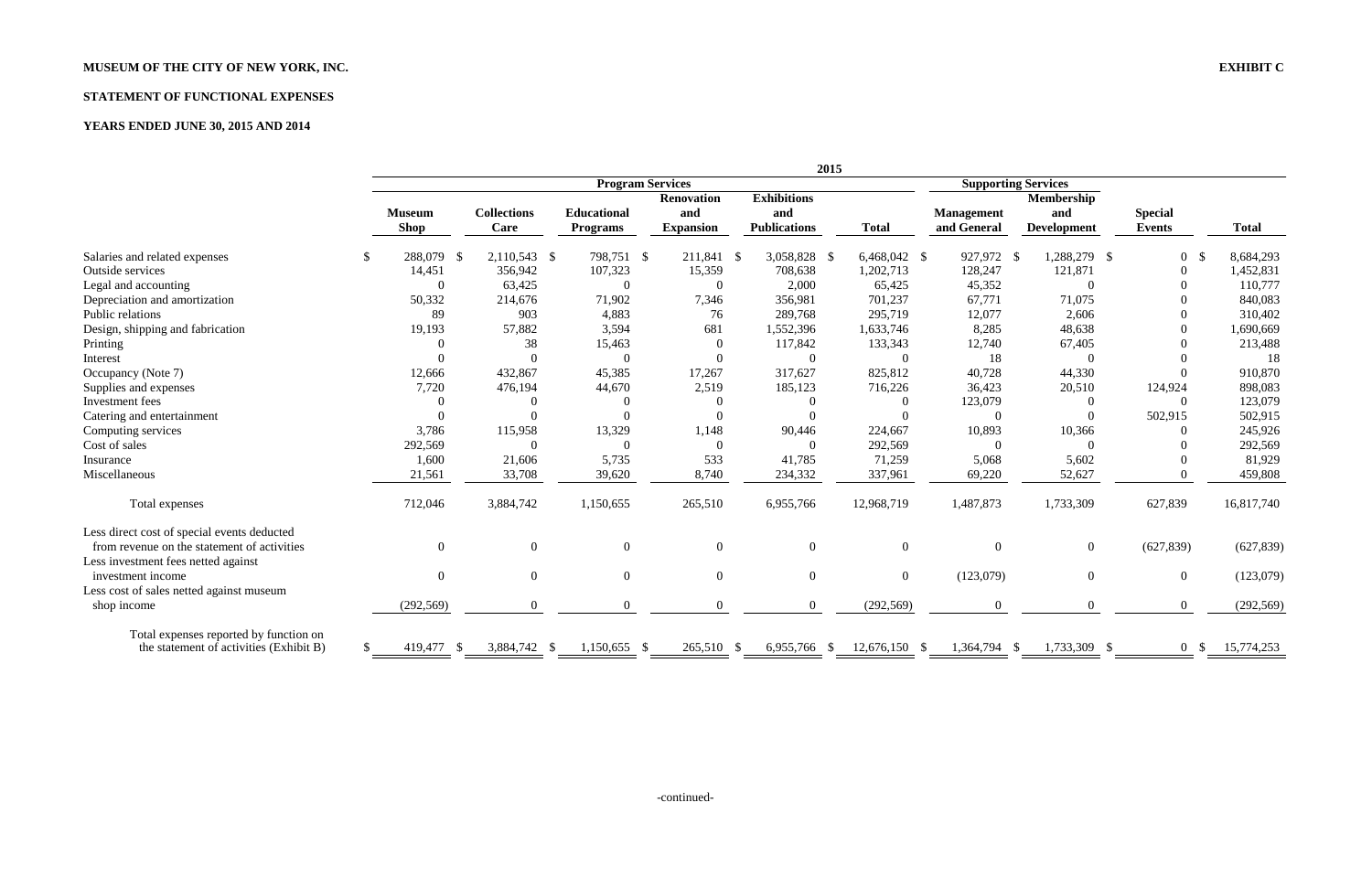**MUSEUM OF THE CITY OF NEW YORK, INC.**

**EXHIBIT C**

**STATEMENT OF FUNCTIONAL EXPENSES**

**YEARS ENDED JUNE 30, 2015 AND 2014**

| | 2015 | | | | | | | | | |
|---|---|---|---|---|---|---|---|---|---|---|
| | Program Services | | | | | | Supporting Services | | | |
| | Museum Shop | Collections Care | Educational Programs | Renovation and Expansion | Exhibitions and Publications | Total | Management and General | Membership and Development | Special Events | Total |
| Salaries and related expenses | $ 288,079 | $ 2,110,543 | $ 798,751 | $ 211,841 | $ 3,058,828 | $ 6,468,042 | $ 927,972 | $ 1,288,279 | $ 0 | $ 8,684,293 |
| Outside services | 14,451 | 356,942 | 107,323 | 15,359 | 708,638 | 1,202,713 | 128,247 | 121,871 | 0 | 1,452,831 |
| Legal and accounting | 0 | 63,425 | 0 | 0 | 2,000 | 65,425 | 45,352 | 0 | 0 | 110,777 |
| Depreciation and amortization | 50,332 | 214,676 | 71,902 | 7,346 | 356,981 | 701,237 | 67,771 | 71,075 | 0 | 840,083 |
| Public relations | 89 | 903 | 4,883 | 76 | 289,768 | 295,719 | 12,077 | 2,606 | 0 | 310,402 |
| Design, shipping and fabrication | 19,193 | 57,882 | 3,594 | 681 | 1,552,396 | 1,633,746 | 8,285 | 48,638 | 0 | 1,690,669 |
| Printing | 0 | 38 | 15,463 | 0 | 117,842 | 133,343 | 12,740 | 67,405 | 0 | 213,488 |
| Interest | 0 | 0 | 0 | 0 | 0 | 0 | 18 | 0 | 0 | 18 |
| Occupancy (Note 7) | 12,666 | 432,867 | 45,385 | 17,267 | 317,627 | 825,812 | 40,728 | 44,330 | 0 | 910,870 |
| Supplies and expenses | 7,720 | 476,194 | 44,670 | 2,519 | 185,123 | 716,226 | 36,423 | 20,510 | 124,924 | 898,083 |
| Investment fees | 0 | 0 | 0 | 0 | 0 | 0 | 123,079 | 0 | 0 | 123,079 |
| Catering and entertainment | 0 | 0 | 0 | 0 | 0 | 0 | 0 | 0 | 502,915 | 502,915 |
| Computing services | 3,786 | 115,958 | 13,329 | 1,148 | 90,446 | 224,667 | 10,893 | 10,366 | 0 | 245,926 |
| Cost of sales | 292,569 | 0 | 0 | 0 | 0 | 292,569 | 0 | 0 | 0 | 292,569 |
| Insurance | 1,600 | 21,606 | 5,735 | 533 | 41,785 | 71,259 | 5,068 | 5,602 | 0 | 81,929 |
| Miscellaneous | 21,561 | 33,708 | 39,620 | 8,740 | 234,332 | 337,961 | 69,220 | 52,627 | 0 | 459,808 |
| Total expenses | 712,046 | 3,884,742 | 1,150,655 | 265,510 | 6,955,766 | 12,968,719 | 1,487,873 | 1,733,309 | 627,839 | 16,817,740 |
| Less direct cost of special events deducted from revenue on the statement of activities | 0 | 0 | 0 | 0 | 0 | 0 | 0 | 0 | (627,839) | (627,839) |
| Less investment fees netted against investment income | 0 | 0 | 0 | 0 | 0 | 0 | (123,079) | 0 | 0 | (123,079) |
| Less cost of sales netted against museum shop income | (292,569) | 0 | 0 | 0 | 0 | (292,569) | 0 | 0 | 0 | (292,569) |
| Total expenses reported by function on the statement of activities (Exhibit B) | $ 419,477 | $ 3,884,742 | $ 1,150,655 | $ 265,510 | $ 6,955,766 | $ 12,676,150 | $ 1,364,794 | $ 1,733,309 | $ 0 | $ 15,774,253 |

-continued-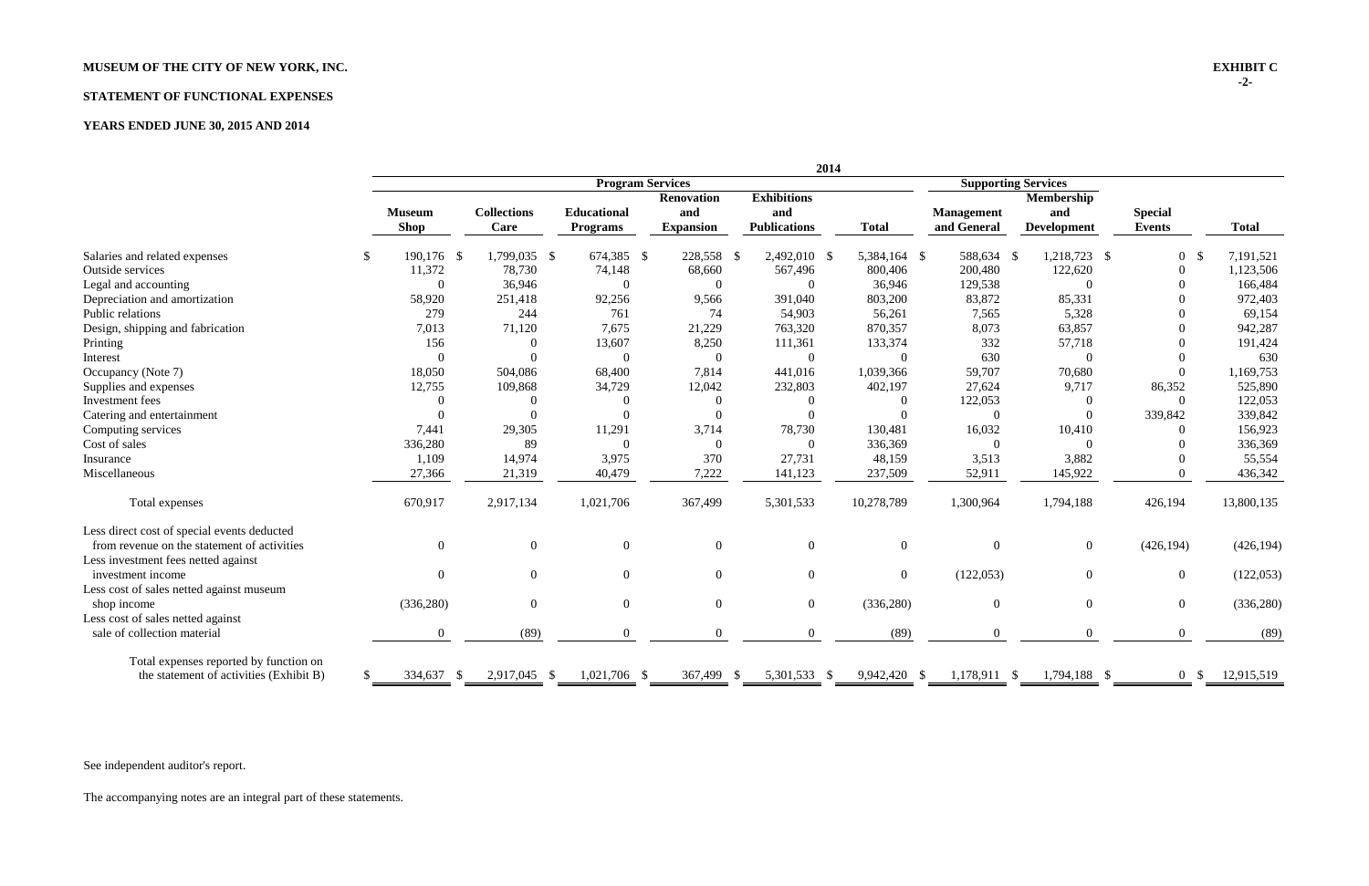**MUSEUM OF THE CITY OF NEW YORK, INC.**

**EXHIBIT C**
**-2-**

**STATEMENT OF FUNCTIONAL EXPENSES**

**YEARS ENDED JUNE 30, 2015 AND 2014**

| | 2014 | | | | | | | | | |
|---|---|---|---|---|---|---|---|---|---|---|
| | Program Services | | | | | | Supporting Services | | | |
| | Museum Shop | Collections Care | Educational Programs | Renovation and Expansion | Exhibitions and Publications | Total | Management and General | Membership and Development | Special Events | Total |
| Salaries and related expenses | $ 190,176 | $ 1,799,035 | $ 674,385 | $ 228,558 | $ 2,492,010 | $ 5,384,164 | $ 588,634 | $ 1,218,723 | $ 0 | $ 7,191,521 |
| Outside services | 11,372 | 78,730 | 74,148 | 68,660 | 567,496 | 800,406 | 200,480 | 122,620 | 0 | 1,123,506 |
| Legal and accounting | 0 | 36,946 | 0 | 0 | 0 | 36,946 | 129,538 | 0 | 0 | 166,484 |
| Depreciation and amortization | 58,920 | 251,418 | 92,256 | 9,566 | 391,040 | 803,200 | 83,872 | 85,331 | 0 | 972,403 |
| Public relations | 279 | 244 | 761 | 74 | 54,903 | 56,261 | 7,565 | 5,328 | 0 | 69,154 |
| Design, shipping and fabrication | 7,013 | 71,120 | 7,675 | 21,229 | 763,320 | 870,357 | 8,073 | 63,857 | 0 | 942,287 |
| Printing | 156 | 0 | 13,607 | 8,250 | 111,361 | 133,374 | 332 | 57,718 | 0 | 191,424 |
| Interest | 0 | 0 | 0 | 0 | 0 | 0 | 630 | 0 | 0 | 630 |
| Occupancy (Note 7) | 18,050 | 504,086 | 68,400 | 7,814 | 441,016 | 1,039,366 | 59,707 | 70,680 | 0 | 1,169,753 |
| Supplies and expenses | 12,755 | 109,868 | 34,729 | 12,042 | 232,803 | 402,197 | 27,624 | 9,717 | 86,352 | 525,890 |
| Investment fees | 0 | 0 | 0 | 0 | 0 | 0 | 122,053 | 0 | 0 | 122,053 |
| Catering and entertainment | 0 | 0 | 0 | 0 | 0 | 0 | 0 | 0 | 339,842 | 339,842 |
| Computing services | 7,441 | 29,305 | 11,291 | 3,714 | 78,730 | 130,481 | 16,032 | 10,410 | 0 | 156,923 |
| Cost of sales | 336,280 | 89 | 0 | 0 | 0 | 336,369 | 0 | 0 | 0 | 336,369 |
| Insurance | 1,109 | 14,974 | 3,975 | 370 | 27,731 | 48,159 | 3,513 | 3,882 | 0 | 55,554 |
| Miscellaneous | 27,366 | 21,319 | 40,479 | 7,222 | 141,123 | 237,509 | 52,911 | 145,922 | 0 | 436,342 |
| Total expenses | 670,917 | 2,917,134 | 1,021,706 | 367,499 | 5,301,533 | 10,278,789 | 1,300,964 | 1,794,188 | 426,194 | 13,800,135 |
| Less direct cost of special events deducted from revenue on the statement of activities | 0 | 0 | 0 | 0 | 0 | 0 | 0 | 0 | (426,194) | (426,194) |
| Less investment fees netted against investment income | 0 | 0 | 0 | 0 | 0 | 0 | (122,053) | 0 | 0 | (122,053) |
| Less cost of sales netted against museum shop income | (336,280) | 0 | 0 | 0 | 0 | (336,280) | 0 | 0 | 0 | (336,280) |
| Less cost of sales netted against sale of collection material | 0 | (89) | 0 | 0 | 0 | (89) | 0 | 0 | 0 | (89) |
| Total expenses reported by function on the statement of activities (Exhibit B) | $ 334,637 | $ 2,917,045 | $ 1,021,706 | $ 367,499 | $ 5,301,533 | $ 9,942,420 | $ 1,178,911 | $ 1,794,188 | $ 0 | $ 12,915,519 |

See independent auditor's report.

The accompanying notes are an integral part of these statements.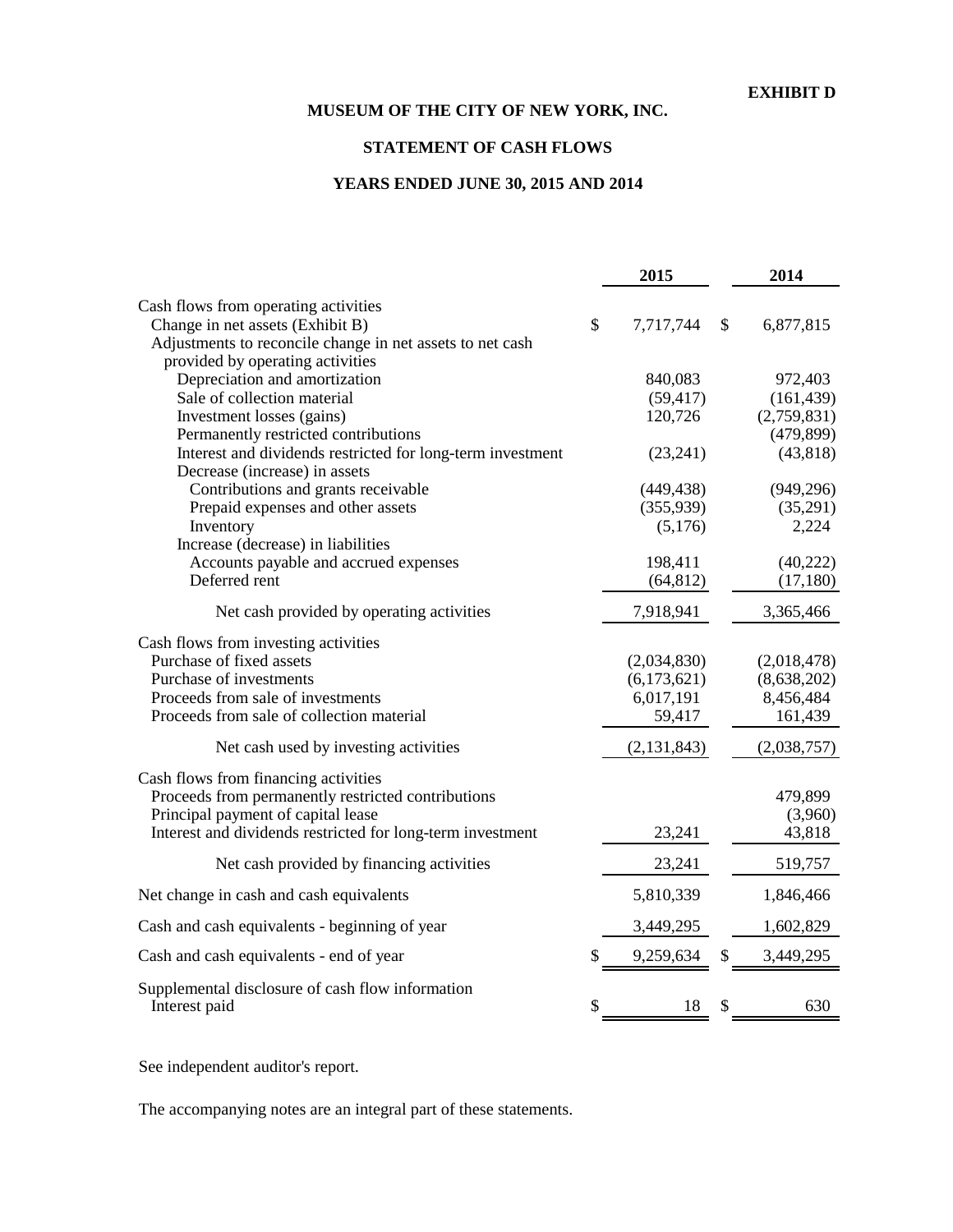**EXHIBIT D**

# MUSEUM OF THE CITY OF NEW YORK, INC.

## STATEMENT OF CASH FLOWS

## YEARS ENDED JUNE 30, 2015 AND 2014

| | 2015 | 2014 |
|---|---|---|
| Cash flows from operating activities | | |
| Change in net assets (Exhibit B) | $ 7,717,744 | $ 6,877,815 |
| Adjustments to reconcile change in net assets to net cash provided by operating activities | | |
| Depreciation and amortization | 840,083 | 972,403 |
| Sale of collection material | (59,417) | (161,439) |
| Investment losses (gains) | 120,726 | (2,759,831) |
| Permanently restricted contributions | | (479,899) |
| Interest and dividends restricted for long-term investment | (23,241) | (43,818) |
| Decrease (increase) in assets | | |
| Contributions and grants receivable | (449,438) | (949,296) |
| Prepaid expenses and other assets | (355,939) | (35,291) |
| Inventory | (5,176) | 2,224 |
| Increase (decrease) in liabilities | | |
| Accounts payable and accrued expenses | 198,411 | (40,222) |
| Deferred rent | (64,812) | (17,180) |
| Net cash provided by operating activities | 7,918,941 | 3,365,466 |
| Cash flows from investing activities | | |
| Purchase of fixed assets | (2,034,830) | (2,018,478) |
| Purchase of investments | (6,173,621) | (8,638,202) |
| Proceeds from sale of investments | 6,017,191 | 8,456,484 |
| Proceeds from sale of collection material | 59,417 | 161,439 |
| Net cash used by investing activities | (2,131,843) | (2,038,757) |
| Cash flows from financing activities | | |
| Proceeds from permanently restricted contributions | | 479,899 |
| Principal payment of capital lease | | (3,960) |
| Interest and dividends restricted for long-term investment | 23,241 | 43,818 |
| Net cash provided by financing activities | 23,241 | 519,757 |
| Net change in cash and cash equivalents | 5,810,339 | 1,846,466 |
| Cash and cash equivalents - beginning of year | 3,449,295 | 1,602,829 |
| Cash and cash equivalents - end of year | $ 9,259,634 | $ 3,449,295 |
| Supplemental disclosure of cash flow information | | |
| Interest paid | $ 18 | $ 630 |

See independent auditor's report.

The accompanying notes are an integral part of these statements.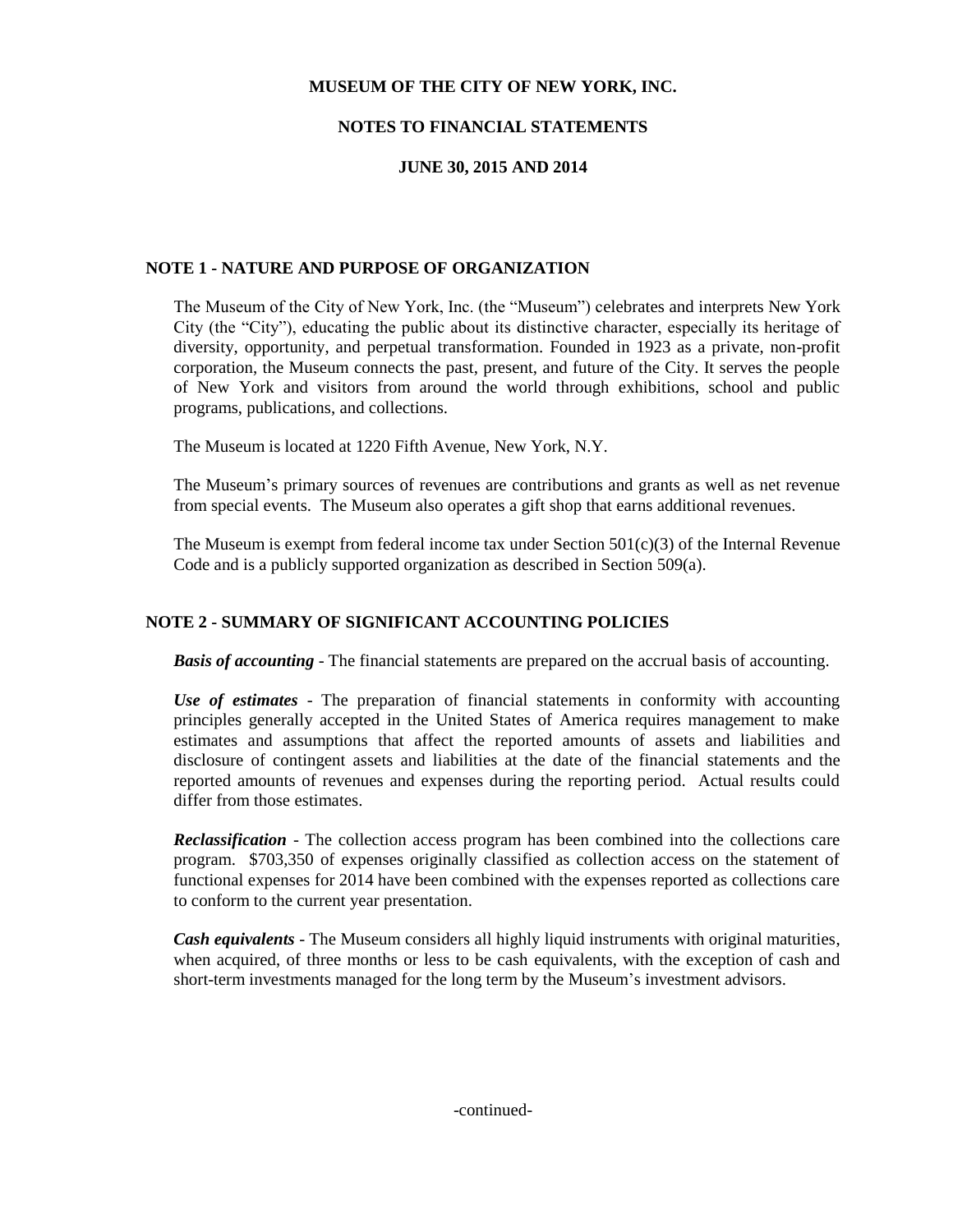# MUSEUM OF THE CITY OF NEW YORK, INC.

## NOTES TO FINANCIAL STATEMENTS

## JUNE 30, 2015 AND 2014

### NOTE 1 - NATURE AND PURPOSE OF ORGANIZATION

The Museum of the City of New York, Inc. (the "Museum") celebrates and interprets New York City (the "City"), educating the public about its distinctive character, especially its heritage of diversity, opportunity, and perpetual transformation. Founded in 1923 as a private, non-profit corporation, the Museum connects the past, present, and future of the City. It serves the people of New York and visitors from around the world through exhibitions, school and public programs, publications, and collections.

The Museum is located at 1220 Fifth Avenue, New York, N.Y.

The Museum's primary sources of revenues are contributions and grants as well as net revenue from special events. The Museum also operates a gift shop that earns additional revenues.

The Museum is exempt from federal income tax under Section 501(c)(3) of the Internal Revenue Code and is a publicly supported organization as described in Section 509(a).

### NOTE 2 - SUMMARY OF SIGNIFICANT ACCOUNTING POLICIES

***Basis of accounting*** - The financial statements are prepared on the accrual basis of accounting.

***Use of estimates*** - The preparation of financial statements in conformity with accounting principles generally accepted in the United States of America requires management to make estimates and assumptions that affect the reported amounts of assets and liabilities and disclosure of contingent assets and liabilities at the date of the financial statements and the reported amounts of revenues and expenses during the reporting period. Actual results could differ from those estimates.

***Reclassification*** - The collection access program has been combined into the collections care program. $703,350 of expenses originally classified as collection access on the statement of functional expenses for 2014 have been combined with the expenses reported as collections care to conform to the current year presentation.

***Cash equivalents*** - The Museum considers all highly liquid instruments with original maturities, when acquired, of three months or less to be cash equivalents, with the exception of cash and short-term investments managed for the long term by the Museum's investment advisors.

-continued-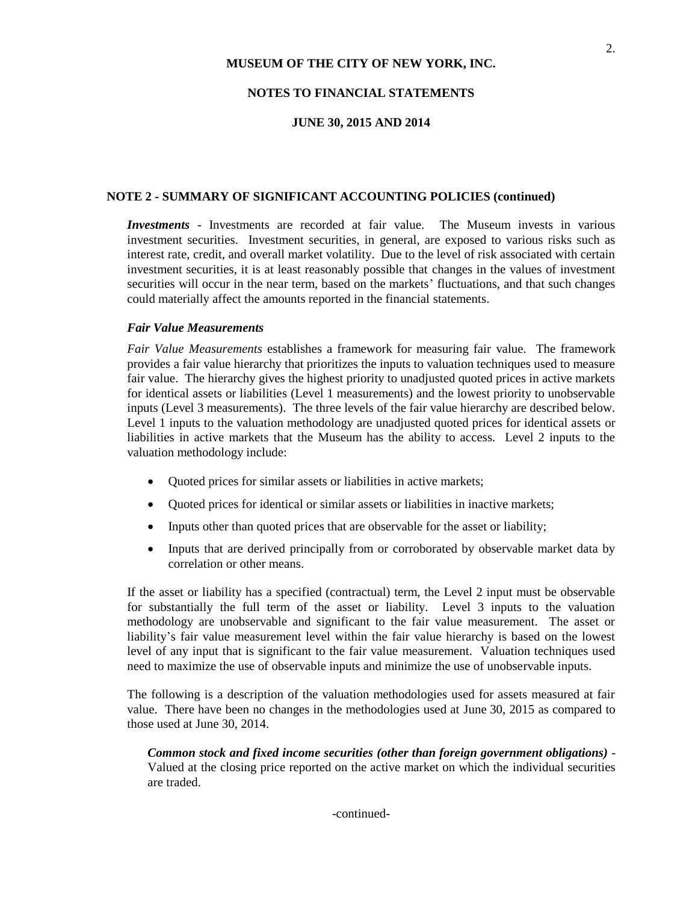**MUSEUM OF THE CITY OF NEW YORK, INC.**

**NOTES TO FINANCIAL STATEMENTS**

**JUNE 30, 2015 AND 2014**

## NOTE 2 - SUMMARY OF SIGNIFICANT ACCOUNTING POLICIES (continued)

***Investments*** - Investments are recorded at fair value. The Museum invests in various investment securities. Investment securities, in general, are exposed to various risks such as interest rate, credit, and overall market volatility. Due to the level of risk associated with certain investment securities, it is at least reasonably possible that changes in the values of investment securities will occur in the near term, based on the markets' fluctuations, and that such changes could materially affect the amounts reported in the financial statements.

***Fair Value Measurements***

*Fair Value Measurements* establishes a framework for measuring fair value. The framework provides a fair value hierarchy that prioritizes the inputs to valuation techniques used to measure fair value. The hierarchy gives the highest priority to unadjusted quoted prices in active markets for identical assets or liabilities (Level 1 measurements) and the lowest priority to unobservable inputs (Level 3 measurements). The three levels of the fair value hierarchy are described below. Level 1 inputs to the valuation methodology are unadjusted quoted prices for identical assets or liabilities in active markets that the Museum has the ability to access. Level 2 inputs to the valuation methodology include:

- Quoted prices for similar assets or liabilities in active markets;
- Quoted prices for identical or similar assets or liabilities in inactive markets;
- Inputs other than quoted prices that are observable for the asset or liability;
- Inputs that are derived principally from or corroborated by observable market data by correlation or other means.

If the asset or liability has a specified (contractual) term, the Level 2 input must be observable for substantially the full term of the asset or liability. Level 3 inputs to the valuation methodology are unobservable and significant to the fair value measurement. The asset or liability's fair value measurement level within the fair value hierarchy is based on the lowest level of any input that is significant to the fair value measurement. Valuation techniques used need to maximize the use of observable inputs and minimize the use of unobservable inputs.

The following is a description of the valuation methodologies used for assets measured at fair value. There have been no changes in the methodologies used at June 30, 2015 as compared to those used at June 30, 2014.

***Common stock and fixed income securities (other than foreign government obligations)*** - Valued at the closing price reported on the active market on which the individual securities are traded.

-continued-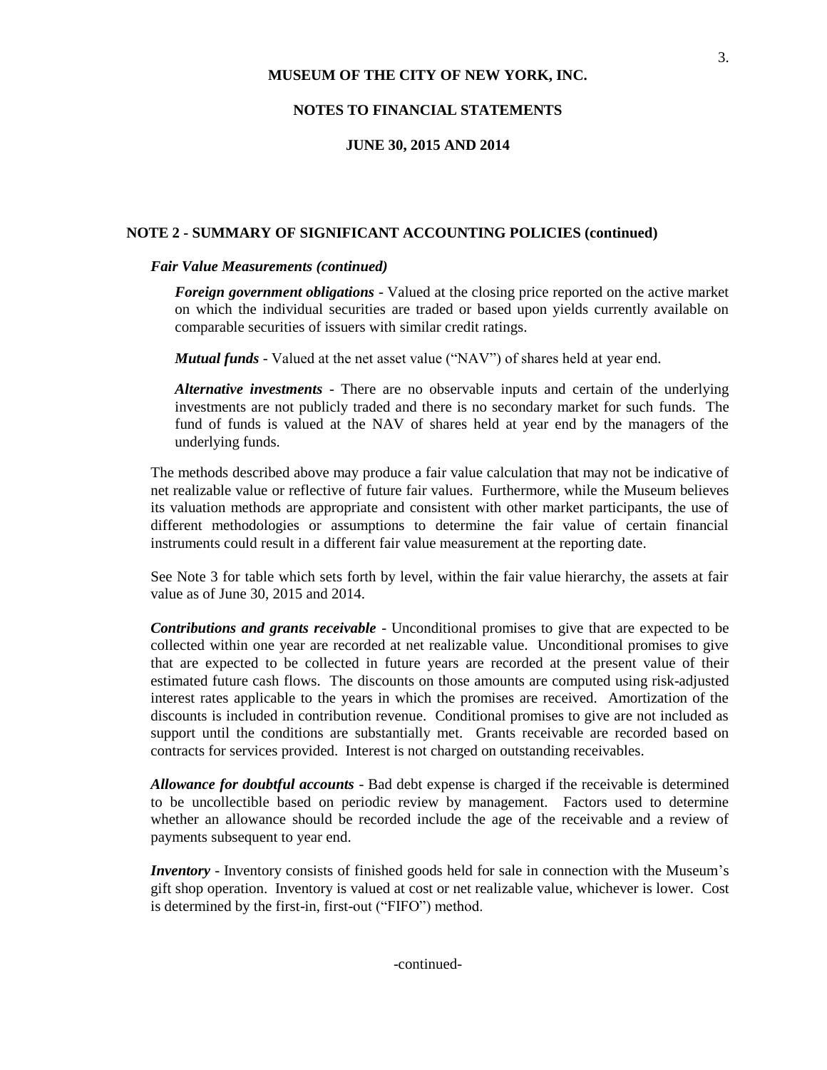## NOTE 2 - SUMMARY OF SIGNIFICANT ACCOUNTING POLICIES (continued)

### *Fair Value Measurements (continued)*

***Foreign government obligations*** - Valued at the closing price reported on the active market on which the individual securities are traded or based upon yields currently available on comparable securities of issuers with similar credit ratings.

***Mutual funds*** - Valued at the net asset value ("NAV") of shares held at year end.

***Alternative investments*** - There are no observable inputs and certain of the underlying investments are not publicly traded and there is no secondary market for such funds. The fund of funds is valued at the NAV of shares held at year end by the managers of the underlying funds.

The methods described above may produce a fair value calculation that may not be indicative of net realizable value or reflective of future fair values. Furthermore, while the Museum believes its valuation methods are appropriate and consistent with other market participants, the use of different methodologies or assumptions to determine the fair value of certain financial instruments could result in a different fair value measurement at the reporting date.

See Note 3 for table which sets forth by level, within the fair value hierarchy, the assets at fair value as of June 30, 2015 and 2014.

***Contributions and grants receivable*** - Unconditional promises to give that are expected to be collected within one year are recorded at net realizable value. Unconditional promises to give that are expected to be collected in future years are recorded at the present value of their estimated future cash flows. The discounts on those amounts are computed using risk-adjusted interest rates applicable to the years in which the promises are received. Amortization of the discounts is included in contribution revenue. Conditional promises to give are not included as support until the conditions are substantially met. Grants receivable are recorded based on contracts for services provided. Interest is not charged on outstanding receivables.

***Allowance for doubtful accounts*** - Bad debt expense is charged if the receivable is determined to be uncollectible based on periodic review by management. Factors used to determine whether an allowance should be recorded include the age of the receivable and a review of payments subsequent to year end.

***Inventory*** - Inventory consists of finished goods held for sale in connection with the Museum's gift shop operation. Inventory is valued at cost or net realizable value, whichever is lower. Cost is determined by the first-in, first-out ("FIFO") method.

-continued-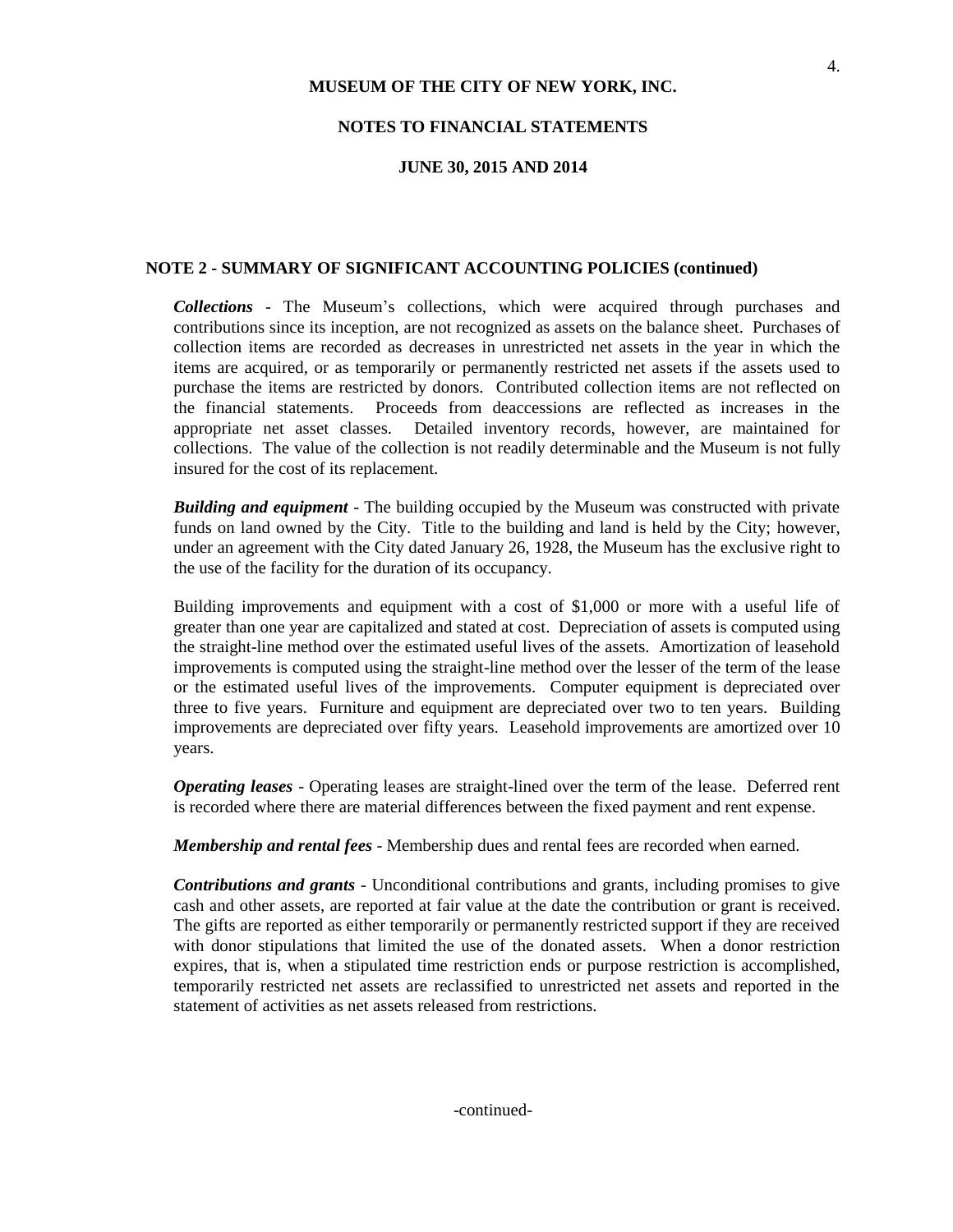MUSEUM OF THE CITY OF NEW YORK, INC.

NOTES TO FINANCIAL STATEMENTS

JUNE 30, 2015 AND 2014

## NOTE 2 - SUMMARY OF SIGNIFICANT ACCOUNTING POLICIES (continued)

***Collections*** - The Museum's collections, which were acquired through purchases and contributions since its inception, are not recognized as assets on the balance sheet. Purchases of collection items are recorded as decreases in unrestricted net assets in the year in which the items are acquired, or as temporarily or permanently restricted net assets if the assets used to purchase the items are restricted by donors. Contributed collection items are not reflected on the financial statements. Proceeds from deaccessions are reflected as increases in the appropriate net asset classes. Detailed inventory records, however, are maintained for collections. The value of the collection is not readily determinable and the Museum is not fully insured for the cost of its replacement.

***Building and equipment*** - The building occupied by the Museum was constructed with private funds on land owned by the City. Title to the building and land is held by the City; however, under an agreement with the City dated January 26, 1928, the Museum has the exclusive right to the use of the facility for the duration of its occupancy.

Building improvements and equipment with a cost of $1,000 or more with a useful life of greater than one year are capitalized and stated at cost. Depreciation of assets is computed using the straight-line method over the estimated useful lives of the assets. Amortization of leasehold improvements is computed using the straight-line method over the lesser of the term of the lease or the estimated useful lives of the improvements. Computer equipment is depreciated over three to five years. Furniture and equipment are depreciated over two to ten years. Building improvements are depreciated over fifty years. Leasehold improvements are amortized over 10 years.

***Operating leases*** - Operating leases are straight-lined over the term of the lease. Deferred rent is recorded where there are material differences between the fixed payment and rent expense.

***Membership and rental fees*** - Membership dues and rental fees are recorded when earned.

***Contributions and grants*** - Unconditional contributions and grants, including promises to give cash and other assets, are reported at fair value at the date the contribution or grant is received. The gifts are reported as either temporarily or permanently restricted support if they are received with donor stipulations that limited the use of the donated assets. When a donor restriction expires, that is, when a stipulated time restriction ends or purpose restriction is accomplished, temporarily restricted net assets are reclassified to unrestricted net assets and reported in the statement of activities as net assets released from restrictions.

-continued-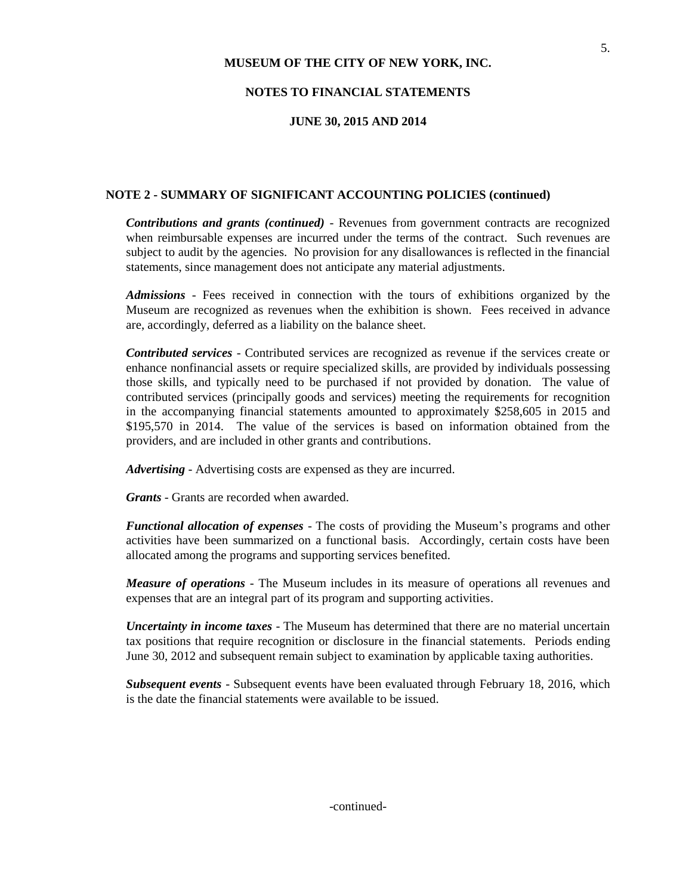MUSEUM OF THE CITY OF NEW YORK, INC.

NOTES TO FINANCIAL STATEMENTS

JUNE 30, 2015 AND 2014

## NOTE 2 - SUMMARY OF SIGNIFICANT ACCOUNTING POLICIES (continued)

***Contributions and grants (continued)*** - Revenues from government contracts are recognized when reimbursable expenses are incurred under the terms of the contract. Such revenues are subject to audit by the agencies. No provision for any disallowances is reflected in the financial statements, since management does not anticipate any material adjustments.

***Admissions*** - Fees received in connection with the tours of exhibitions organized by the Museum are recognized as revenues when the exhibition is shown. Fees received in advance are, accordingly, deferred as a liability on the balance sheet.

***Contributed services*** - Contributed services are recognized as revenue if the services create or enhance nonfinancial assets or require specialized skills, are provided by individuals possessing those skills, and typically need to be purchased if not provided by donation. The value of contributed services (principally goods and services) meeting the requirements for recognition in the accompanying financial statements amounted to approximately $258,605 in 2015 and $195,570 in 2014. The value of the services is based on information obtained from the providers, and are included in other grants and contributions.

***Advertising*** - Advertising costs are expensed as they are incurred.

***Grants*** - Grants are recorded when awarded.

***Functional allocation of expenses*** - The costs of providing the Museum's programs and other activities have been summarized on a functional basis. Accordingly, certain costs have been allocated among the programs and supporting services benefited.

***Measure of operations*** - The Museum includes in its measure of operations all revenues and expenses that are an integral part of its program and supporting activities.

***Uncertainty in income taxes*** - The Museum has determined that there are no material uncertain tax positions that require recognition or disclosure in the financial statements. Periods ending June 30, 2012 and subsequent remain subject to examination by applicable taxing authorities.

***Subsequent events*** - Subsequent events have been evaluated through February 18, 2016, which is the date the financial statements were available to be issued.

-continued-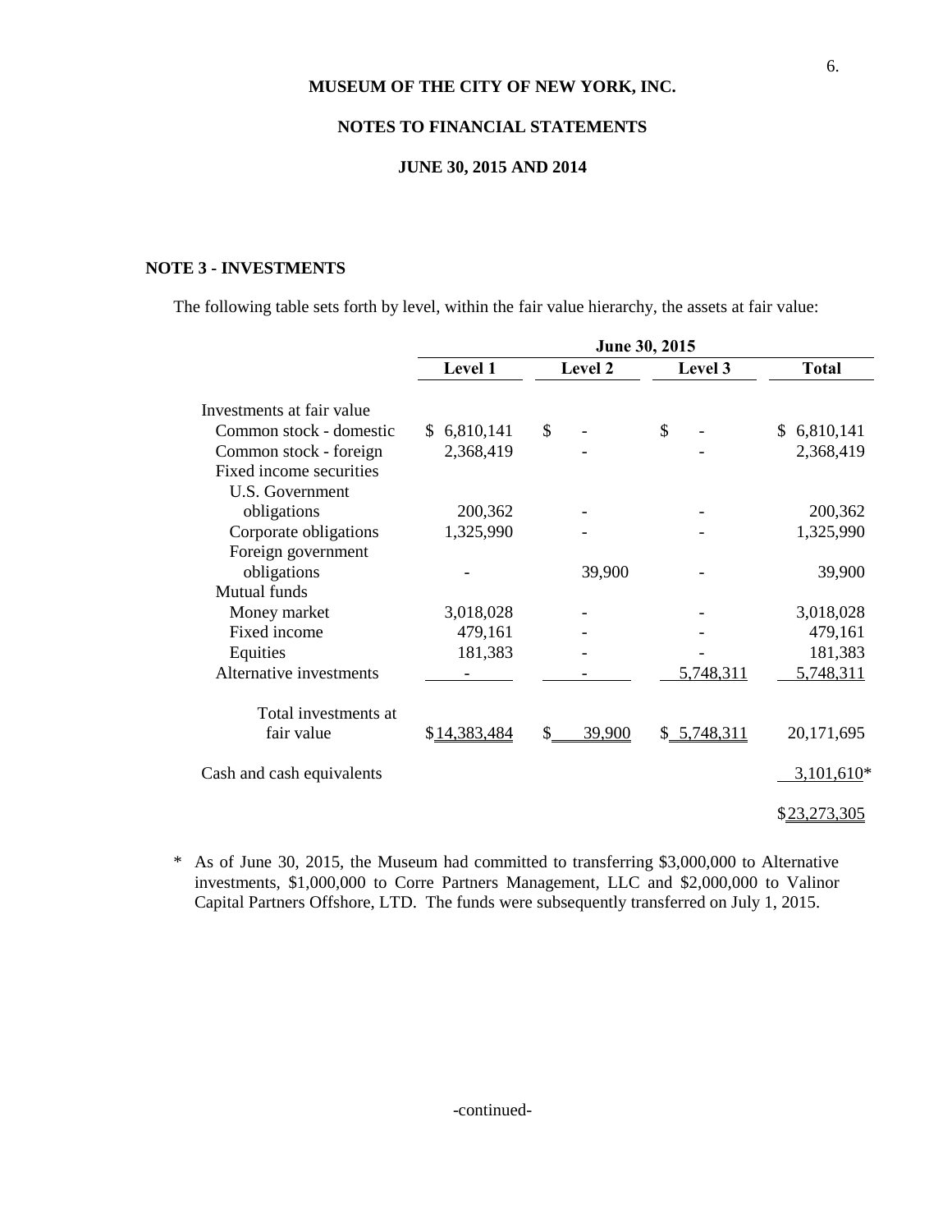MUSEUM OF THE CITY OF NEW YORK, INC.

NOTES TO FINANCIAL STATEMENTS

JUNE 30, 2015 AND 2014

## NOTE 3 - INVESTMENTS

The following table sets forth by level, within the fair value hierarchy, the assets at fair value:

| | June 30, 2015 | | | |
|---|---|---|---|---|
| | Level 1 | Level 2 | Level 3 | Total |
| Investments at fair value | | | | |
| Common stock - domestic | $ 6,810,141 | $ - | $ - | $ 6,810,141 |
| Common stock - foreign | 2,368,419 | - | - | 2,368,419 |
| Fixed income securities | | | | |
| U.S. Government obligations | 200,362 | - | - | 200,362 |
| Corporate obligations | 1,325,990 | - | - | 1,325,990 |
| Foreign government obligations | - | 39,900 | - | 39,900 |
| Mutual funds | | | | |
| Money market | 3,018,028 | - | - | 3,018,028 |
| Fixed income | 479,161 | - | - | 479,161 |
| Equities | 181,383 | - | - | 181,383 |
| Alternative investments | - | - | 5,748,311 | 5,748,311 |
| Total investments at fair value | $14,383,484 | $ 39,900 | $ 5,748,311 | 20,171,695 |
| Cash and cash equivalents | | | | 3,101,610* |
| | | | | $23,273,305 |

* As of June 30, 2015, the Museum had committed to transferring $3,000,000 to Alternative investments, $1,000,000 to Corre Partners Management, LLC and $2,000,000 to Valinor Capital Partners Offshore, LTD. The funds were subsequently transferred on July 1, 2015.

-continued-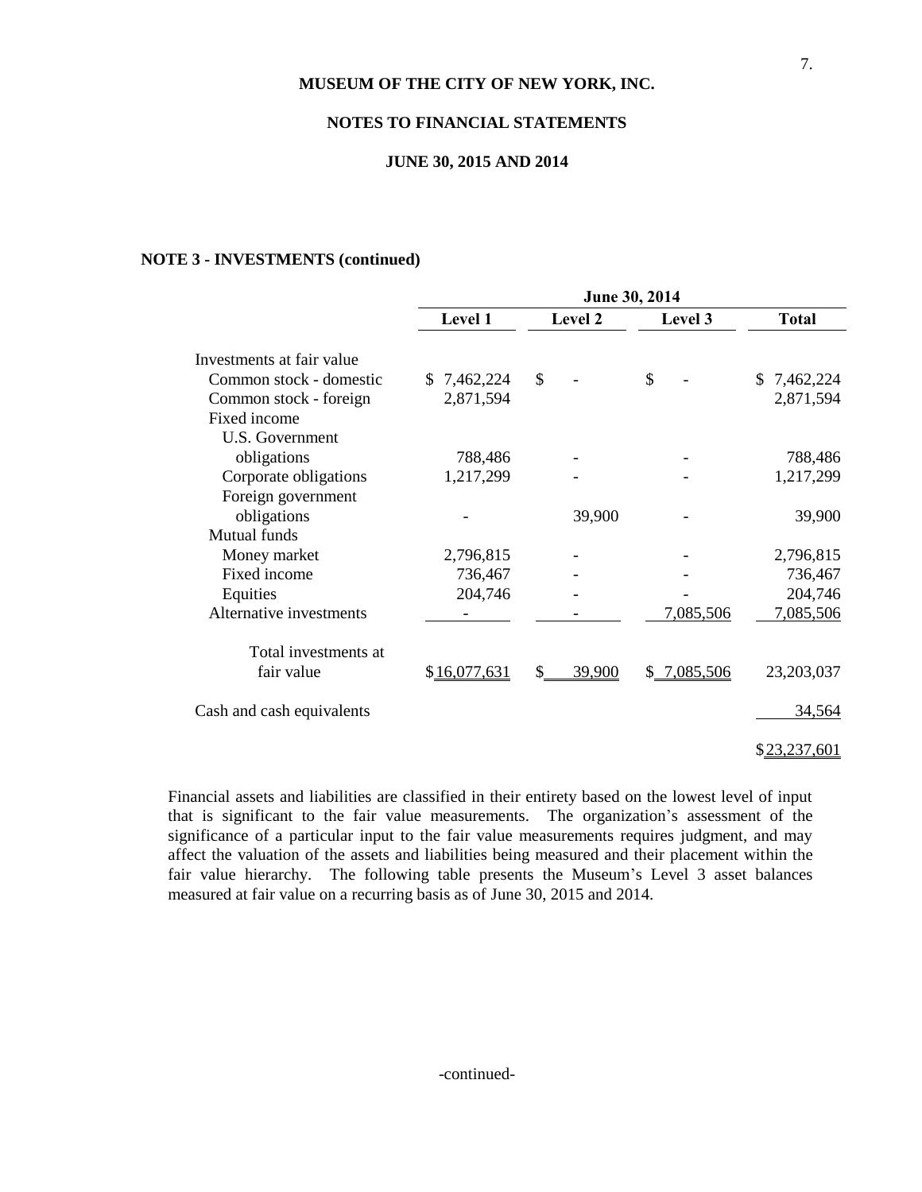MUSEUM OF THE CITY OF NEW YORK, INC.

NOTES TO FINANCIAL STATEMENTS

JUNE 30, 2015 AND 2014

**NOTE 3 - INVESTMENTS (continued)**

| | June 30, 2014 | | | |
|---|---|---|---|---|
| | **Level 1** | **Level 2** | **Level 3** | **Total** |
| Investments at fair value | | | | |
| Common stock - domestic | $ 7,462,224 | $ - | $ - | $ 7,462,224 |
| Common stock - foreign | 2,871,594 | | | 2,871,594 |
| Fixed income | | | | |
| U.S. Government obligations | 788,486 | - | - | 788,486 |
| Corporate obligations | 1,217,299 | - | - | 1,217,299 |
| Foreign government obligations | - | 39,900 | - | 39,900 |
| Mutual funds | | | | |
| Money market | 2,796,815 | - | - | 2,796,815 |
| Fixed income | 736,467 | - | - | 736,467 |
| Equities | 204,746 | - | - | 204,746 |
| Alternative investments | - | - | 7,085,506 | 7,085,506 |
| Total investments at fair value | $ 16,077,631 | $ 39,900 | $ 7,085,506 | 23,203,037 |
| Cash and cash equivalents | | | | 34,564 |
| | | | | $ 23,237,601 |

Financial assets and liabilities are classified in their entirety based on the lowest level of input that is significant to the fair value measurements. The organization's assessment of the significance of a particular input to the fair value measurements requires judgment, and may affect the valuation of the assets and liabilities being measured and their placement within the fair value hierarchy. The following table presents the Museum's Level 3 asset balances measured at fair value on a recurring basis as of June 30, 2015 and 2014.

-continued-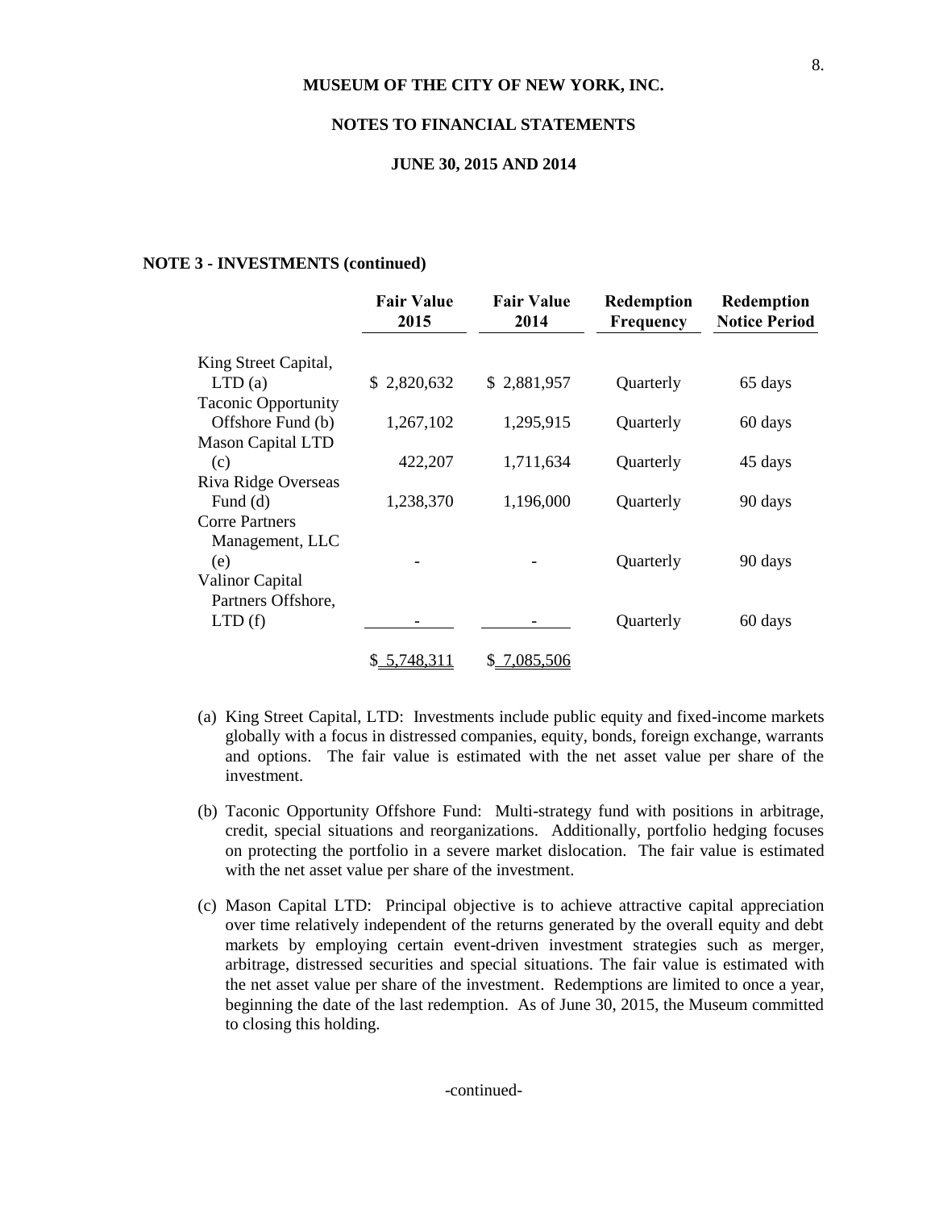MUSEUM OF THE CITY OF NEW YORK, INC.

NOTES TO FINANCIAL STATEMENTS

JUNE 30, 2015 AND 2014

**NOTE 3 - INVESTMENTS (continued)**

| | Fair Value 2015 | Fair Value 2014 | Redemption Frequency | Redemption Notice Period |
|---|---|---|---|---|
| King Street Capital, LTD (a) | $ 2,820,632 | $ 2,881,957 | Quarterly | 65 days |
| Taconic Opportunity Offshore Fund (b) | 1,267,102 | 1,295,915 | Quarterly | 60 days |
| Mason Capital LTD (c) | 422,207 | 1,711,634 | Quarterly | 45 days |
| Riva Ridge Overseas Fund (d) | 1,238,370 | 1,196,000 | Quarterly | 90 days |
| Corre Partners Management, LLC (e) | - | - | Quarterly | 90 days |
| Valinor Capital Partners Offshore, LTD (f) | - | - | Quarterly | 60 days |
| | $ 5,748,311 | $ 7,085,506 | | |

(a) King Street Capital, LTD: Investments include public equity and fixed-income markets globally with a focus in distressed companies, equity, bonds, foreign exchange, warrants and options. The fair value is estimated with the net asset value per share of the investment.

(b) Taconic Opportunity Offshore Fund: Multi-strategy fund with positions in arbitrage, credit, special situations and reorganizations. Additionally, portfolio hedging focuses on protecting the portfolio in a severe market dislocation. The fair value is estimated with the net asset value per share of the investment.

(c) Mason Capital LTD: Principal objective is to achieve attractive capital appreciation over time relatively independent of the returns generated by the overall equity and debt markets by employing certain event-driven investment strategies such as merger, arbitrage, distressed securities and special situations. The fair value is estimated with the net asset value per share of the investment. Redemptions are limited to once a year, beginning the date of the last redemption. As of June 30, 2015, the Museum committed to closing this holding.

-continued-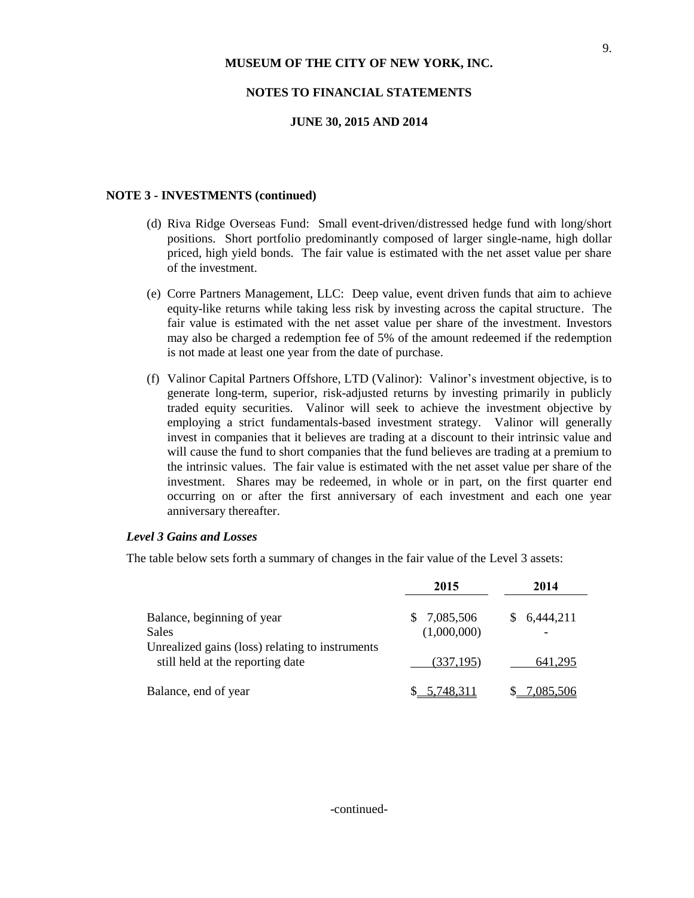**NOTE 3 - INVESTMENTS (continued)**

(d) Riva Ridge Overseas Fund: Small event-driven/distressed hedge fund with long/short positions. Short portfolio predominantly composed of larger single-name, high dollar priced, high yield bonds. The fair value is estimated with the net asset value per share of the investment.

(e) Corre Partners Management, LLC: Deep value, event driven funds that aim to achieve equity-like returns while taking less risk by investing across the capital structure. The fair value is estimated with the net asset value per share of the investment. Investors may also be charged a redemption fee of 5% of the amount redeemed if the redemption is not made at least one year from the date of purchase.

(f) Valinor Capital Partners Offshore, LTD (Valinor): Valinor's investment objective, is to generate long-term, superior, risk-adjusted returns by investing primarily in publicly traded equity securities. Valinor will seek to achieve the investment objective by employing a strict fundamentals-based investment strategy. Valinor will generally invest in companies that it believes are trading at a discount to their intrinsic value and will cause the fund to short companies that the fund believes are trading at a premium to the intrinsic values. The fair value is estimated with the net asset value per share of the investment. Shares may be redeemed, in whole or in part, on the first quarter end occurring on or after the first anniversary of each investment and each one year anniversary thereafter.

***Level 3 Gains and Losses***

The table below sets forth a summary of changes in the fair value of the Level 3 assets:

| | 2015 | 2014 |
|---|---|---|
| Balance, beginning of year | $ 7,085,506 | $ 6,444,211 |
| Sales | (1,000,000) | - |
| Unrealized gains (loss) relating to instruments still held at the reporting date | (337,195) | 641,295 |
| Balance, end of year | $ 5,748,311 | $ 7,085,506 |

-continued-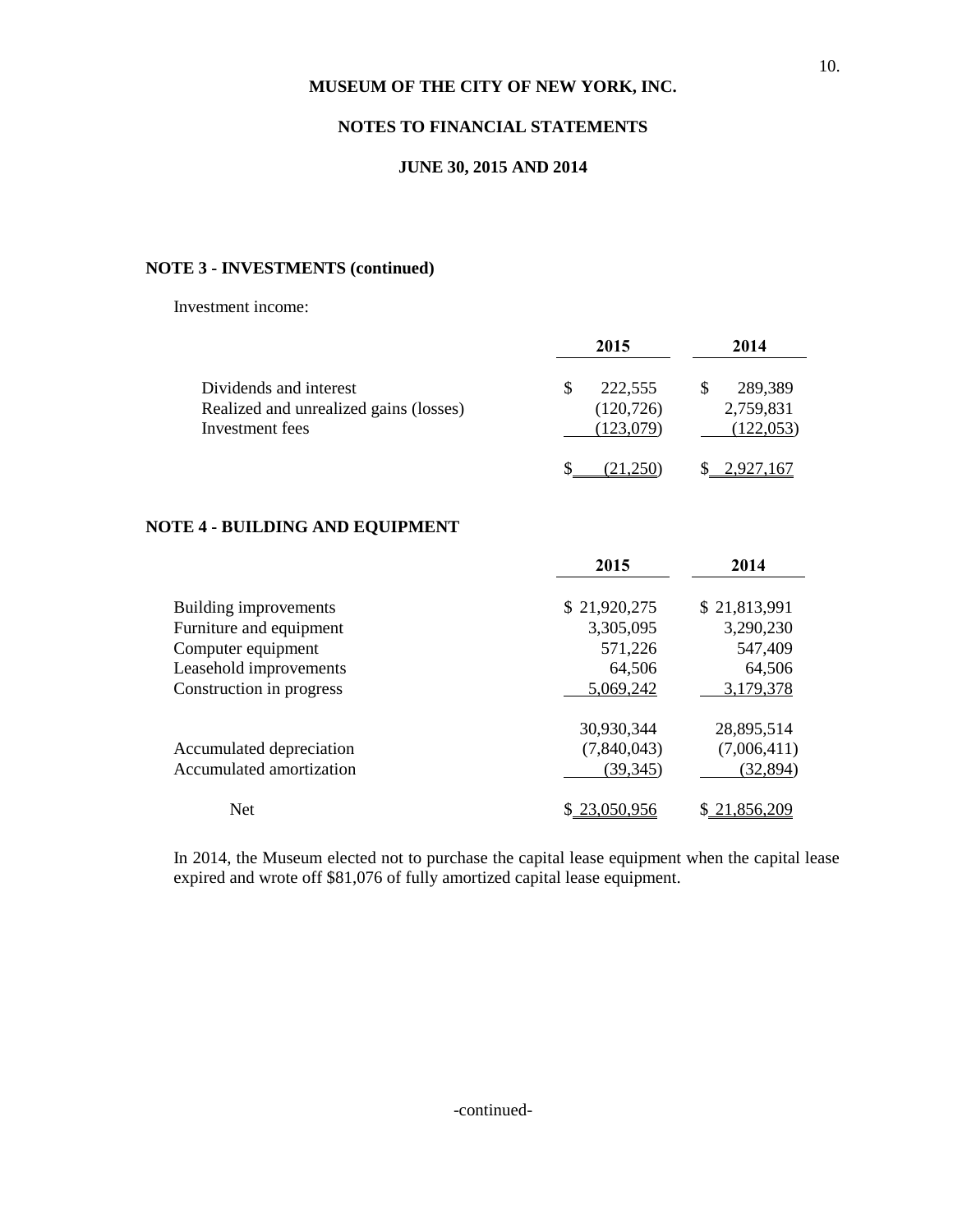## MUSEUM OF THE CITY OF NEW YORK, INC.

## NOTES TO FINANCIAL STATEMENTS

## JUNE 30, 2015 AND 2014

### NOTE 3 - INVESTMENTS (continued)

Investment income:

| | 2015 | 2014 |
|---|---|---|
| Dividends and interest | $ 222,555 | $ 289,389 |
| Realized and unrealized gains (losses) | (120,726) | 2,759,831 |
| Investment fees | (123,079) | (122,053) |
| | $ (21,250) | $ 2,927,167 |

### NOTE 4 - BUILDING AND EQUIPMENT

| | 2015 | 2014 |
|---|---|---|
| Building improvements | $ 21,920,275 | $ 21,813,991 |
| Furniture and equipment | 3,305,095 | 3,290,230 |
| Computer equipment | 571,226 | 547,409 |
| Leasehold improvements | 64,506 | 64,506 |
| Construction in progress | 5,069,242 | 3,179,378 |
| | 30,930,344 | 28,895,514 |
| Accumulated depreciation | (7,840,043) | (7,006,411) |
| Accumulated amortization | (39,345) | (32,894) |
| Net | $ 23,050,956 | $ 21,856,209 |

In 2014, the Museum elected not to purchase the capital lease equipment when the capital lease expired and wrote off $81,076 of fully amortized capital lease equipment.

-continued-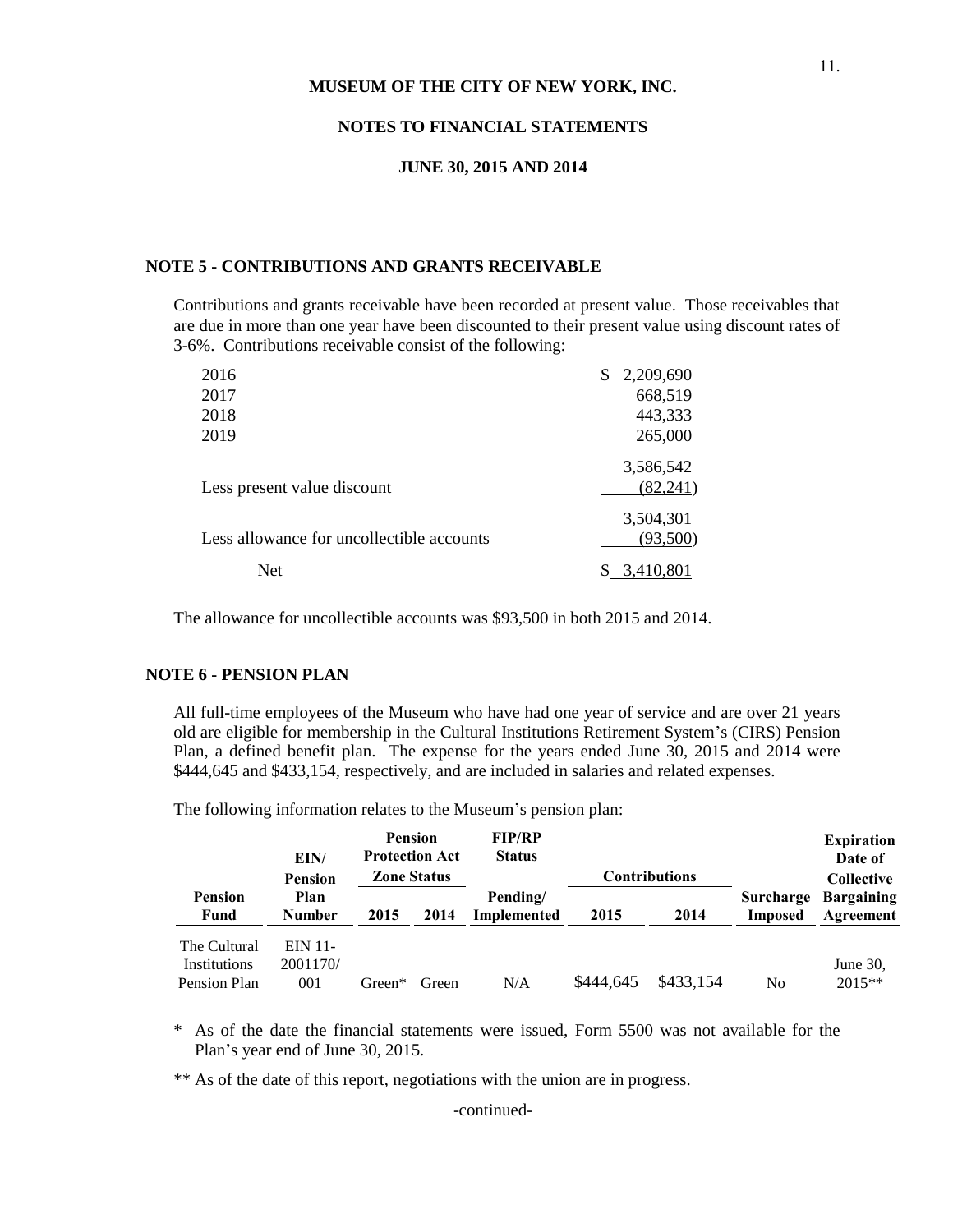MUSEUM OF THE CITY OF NEW YORK, INC.

NOTES TO FINANCIAL STATEMENTS

JUNE 30, 2015 AND 2014

## NOTE 5 - CONTRIBUTIONS AND GRANTS RECEIVABLE

Contributions and grants receivable have been recorded at present value. Those receivables that are due in more than one year have been discounted to their present value using discount rates of 3-6%. Contributions receivable consist of the following:

| | |
|---|---|
| 2016 | $ 2,209,690 |
| 2017 | 668,519 |
| 2018 | 443,333 |
| 2019 | 265,000 |
| | 3,586,542 |
| Less present value discount | (82,241) |
| | 3,504,301 |
| Less allowance for uncollectible accounts | (93,500) |
| Net | $ 3,410,801 |

The allowance for uncollectible accounts was $93,500 in both 2015 and 2014.

## NOTE 6 - PENSION PLAN

All full-time employees of the Museum who have had one year of service and are over 21 years old are eligible for membership in the Cultural Institutions Retirement System's (CIRS) Pension Plan, a defined benefit plan. The expense for the years ended June 30, 2015 and 2014 were $444,645 and $433,154, respectively, and are included in salaries and related expenses.

The following information relates to the Museum's pension plan:

| Pension Fund | EIN/ Pension Plan Number | Pension Protection Act Zone Status | | FIP/RP Status | Contributions | | Surcharge Imposed | Expiration Date of Collective Bargaining Agreement |
|---|---|---|---|---|---|---|---|---|
| | | 2015 | 2014 | Pending/ Implemented | 2015 | 2014 | | |
| The Cultural Institutions Pension Plan | EIN 11-2001170/ 001 | Green* | Green | N/A | $444,645 | $433,154 | No | June 30, 2015** |

\* As of the date the financial statements were issued, Form 5500 was not available for the Plan's year end of June 30, 2015.

\*\* As of the date of this report, negotiations with the union are in progress.

-continued-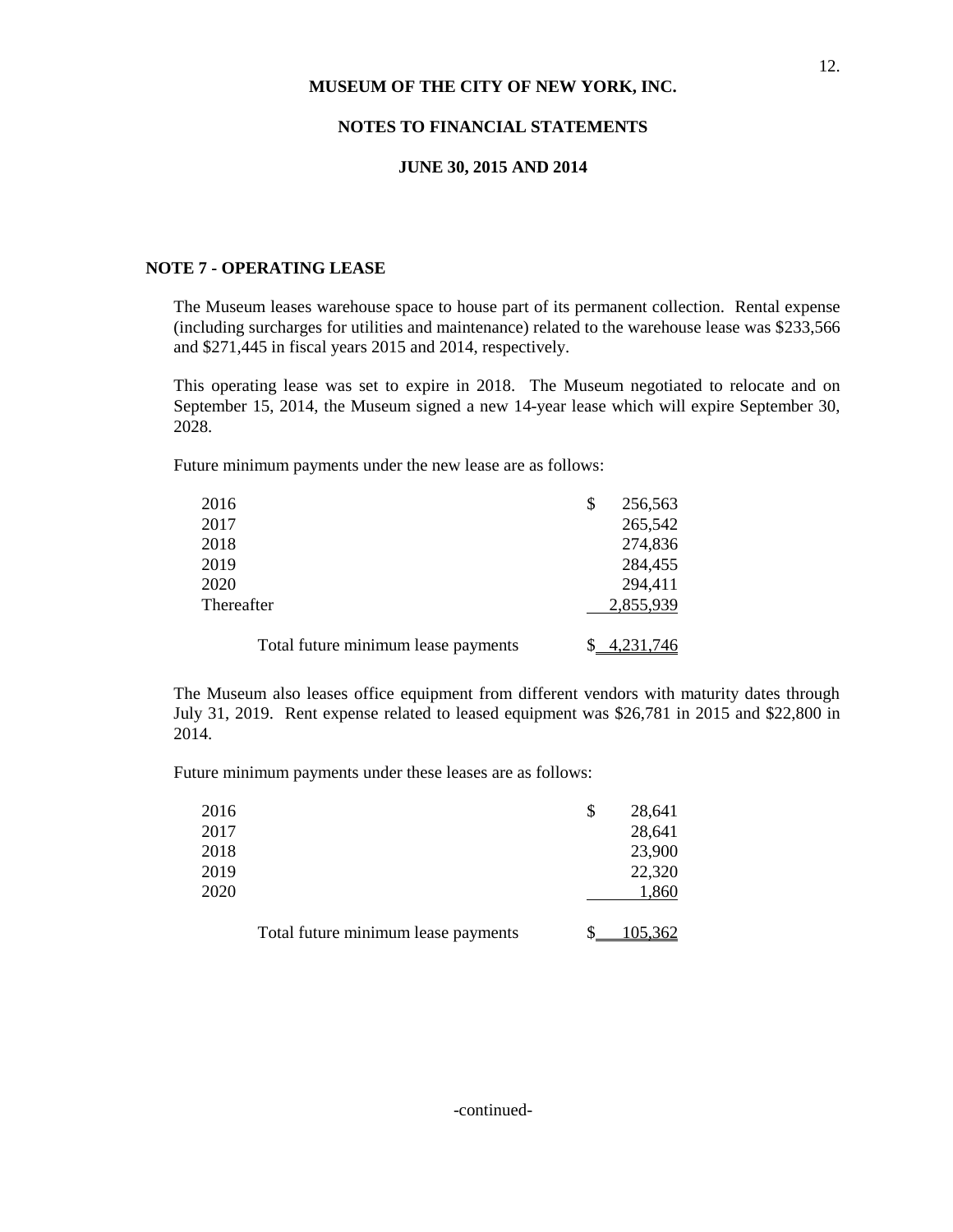**MUSEUM OF THE CITY OF NEW YORK, INC.**

**NOTES TO FINANCIAL STATEMENTS**

**JUNE 30, 2015 AND 2014**

## NOTE 7 - OPERATING LEASE

The Museum leases warehouse space to house part of its permanent collection. Rental expense (including surcharges for utilities and maintenance) related to the warehouse lease was $233,566 and $271,445 in fiscal years 2015 and 2014, respectively.

This operating lease was set to expire in 2018. The Museum negotiated to relocate and on September 15, 2014, the Museum signed a new 14-year lease which will expire September 30, 2028.

Future minimum payments under the new lease are as follows:

| | |
|---|---|
| 2016 | $ 256,563 |
| 2017 | 265,542 |
| 2018 | 274,836 |
| 2019 | 284,455 |
| 2020 | 294,411 |
| Thereafter | 2,855,939 |
| Total future minimum lease payments | $ 4,231,746 |

The Museum also leases office equipment from different vendors with maturity dates through July 31, 2019. Rent expense related to leased equipment was $26,781 in 2015 and $22,800 in 2014.

Future minimum payments under these leases are as follows:

| | |
|---|---|
| 2016 | $ 28,641 |
| 2017 | 28,641 |
| 2018 | 23,900 |
| 2019 | 22,320 |
| 2020 | 1,860 |
| Total future minimum lease payments | $ 105,362 |

-continued-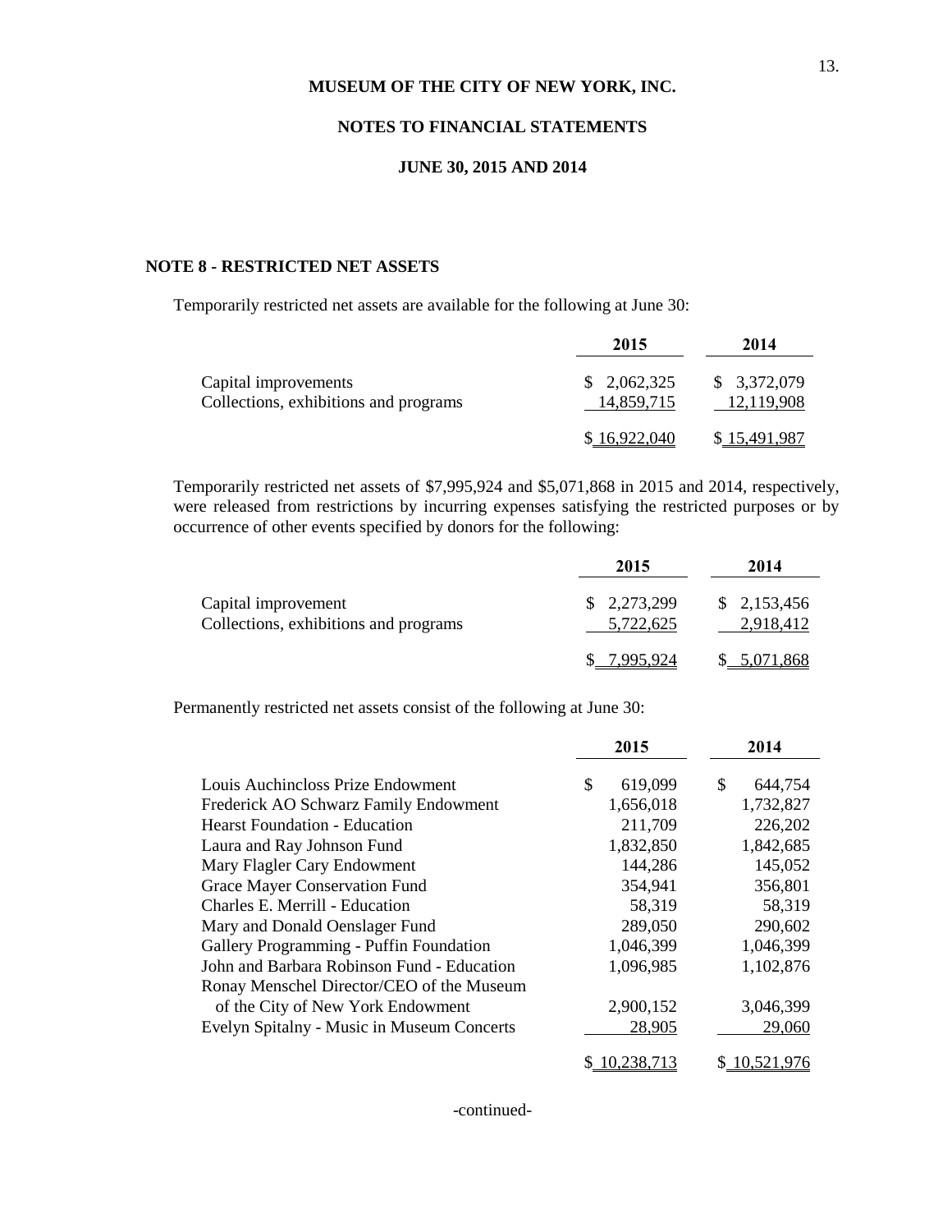MUSEUM OF THE CITY OF NEW YORK, INC.

NOTES TO FINANCIAL STATEMENTS

JUNE 30, 2015 AND 2014

## NOTE 8 - RESTRICTED NET ASSETS

Temporarily restricted net assets are available for the following at June 30:

| | 2015 | 2014 |
|---|---|---|
| Capital improvements | $ 2,062,325 | $ 3,372,079 |
| Collections, exhibitions and programs | 14,859,715 | 12,119,908 |
| | $ 16,922,040 | $ 15,491,987 |

Temporarily restricted net assets of $7,995,924 and $5,071,868 in 2015 and 2014, respectively, were released from restrictions by incurring expenses satisfying the restricted purposes or by occurrence of other events specified by donors for the following:

| | 2015 | 2014 |
|---|---|---|
| Capital improvement | $ 2,273,299 | $ 2,153,456 |
| Collections, exhibitions and programs | 5,722,625 | 2,918,412 |
| | $ 7,995,924 | $ 5,071,868 |

Permanently restricted net assets consist of the following at June 30:

| | 2015 | 2014 |
|---|---|---|
| Louis Auchincloss Prize Endowment | $ 619,099 | $ 644,754 |
| Frederick AO Schwarz Family Endowment | 1,656,018 | 1,732,827 |
| Hearst Foundation - Education | 211,709 | 226,202 |
| Laura and Ray Johnson Fund | 1,832,850 | 1,842,685 |
| Mary Flagler Cary Endowment | 144,286 | 145,052 |
| Grace Mayer Conservation Fund | 354,941 | 356,801 |
| Charles E. Merrill - Education | 58,319 | 58,319 |
| Mary and Donald Oenslager Fund | 289,050 | 290,602 |
| Gallery Programming - Puffin Foundation | 1,046,399 | 1,046,399 |
| John and Barbara Robinson Fund - Education | 1,096,985 | 1,102,876 |
| Ronay Menschel Director/CEO of the Museum of the City of New York Endowment | 2,900,152 | 3,046,399 |
| Evelyn Spitalny - Music in Museum Concerts | 28,905 | 29,060 |
| | $ 10,238,713 | $ 10,521,976 |

-continued-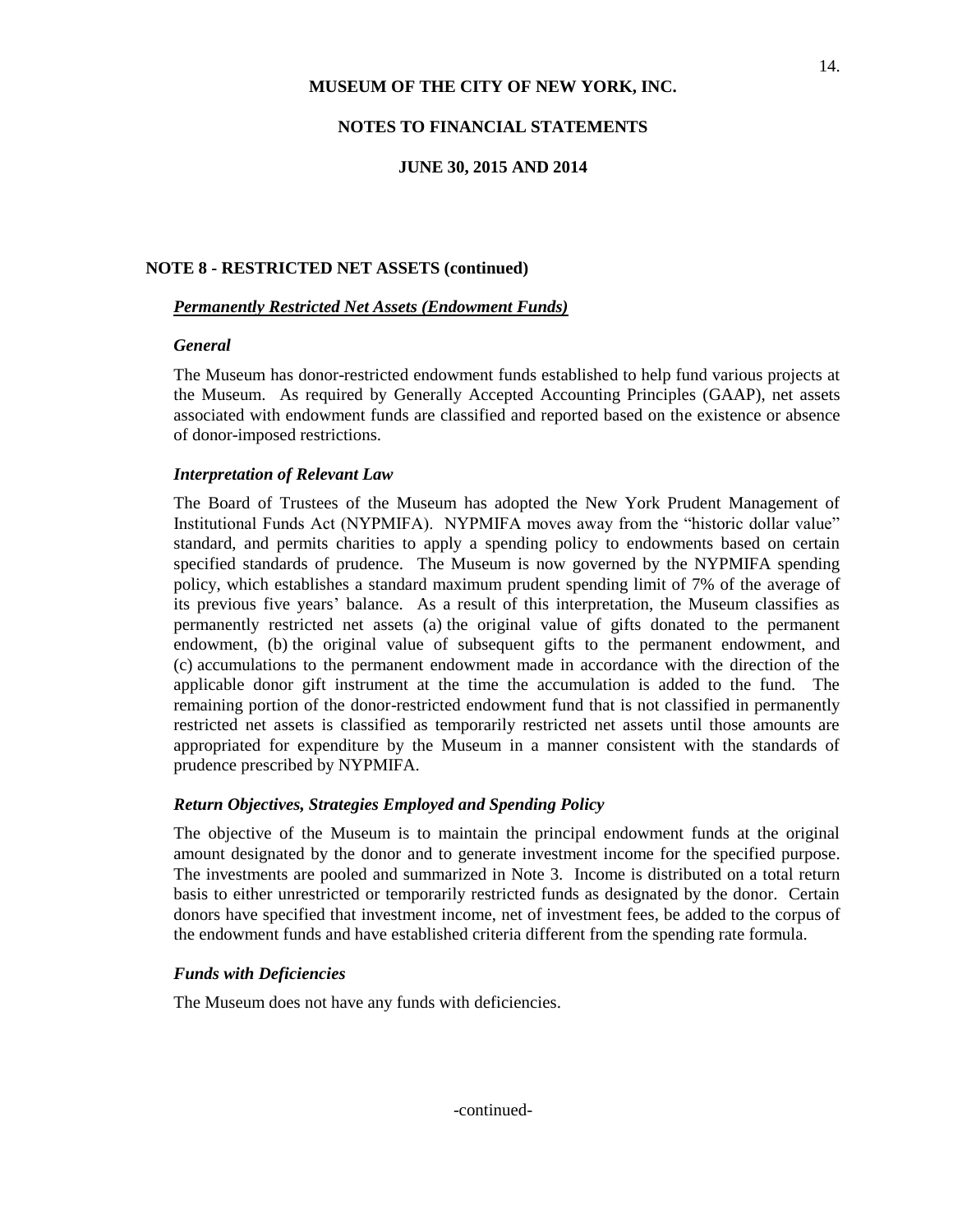## NOTE 8 - RESTRICTED NET ASSETS (continued)

***Permanently Restricted Net Assets (Endowment Funds)***

***General***

The Museum has donor-restricted endowment funds established to help fund various projects at the Museum. As required by Generally Accepted Accounting Principles (GAAP), net assets associated with endowment funds are classified and reported based on the existence or absence of donor-imposed restrictions.

***Interpretation of Relevant Law***

The Board of Trustees of the Museum has adopted the New York Prudent Management of Institutional Funds Act (NYPMIFA). NYPMIFA moves away from the "historic dollar value" standard, and permits charities to apply a spending policy to endowments based on certain specified standards of prudence. The Museum is now governed by the NYPMIFA spending policy, which establishes a standard maximum prudent spending limit of 7% of the average of its previous five years' balance. As a result of this interpretation, the Museum classifies as permanently restricted net assets (a) the original value of gifts donated to the permanent endowment, (b) the original value of subsequent gifts to the permanent endowment, and (c) accumulations to the permanent endowment made in accordance with the direction of the applicable donor gift instrument at the time the accumulation is added to the fund. The remaining portion of the donor-restricted endowment fund that is not classified in permanently restricted net assets is classified as temporarily restricted net assets until those amounts are appropriated for expenditure by the Museum in a manner consistent with the standards of prudence prescribed by NYPMIFA.

***Return Objectives, Strategies Employed and Spending Policy***

The objective of the Museum is to maintain the principal endowment funds at the original amount designated by the donor and to generate investment income for the specified purpose. The investments are pooled and summarized in Note 3. Income is distributed on a total return basis to either unrestricted or temporarily restricted funds as designated by the donor. Certain donors have specified that investment income, net of investment fees, be added to the corpus of the endowment funds and have established criteria different from the spending rate formula.

***Funds with Deficiencies***

The Museum does not have any funds with deficiencies.

-continued-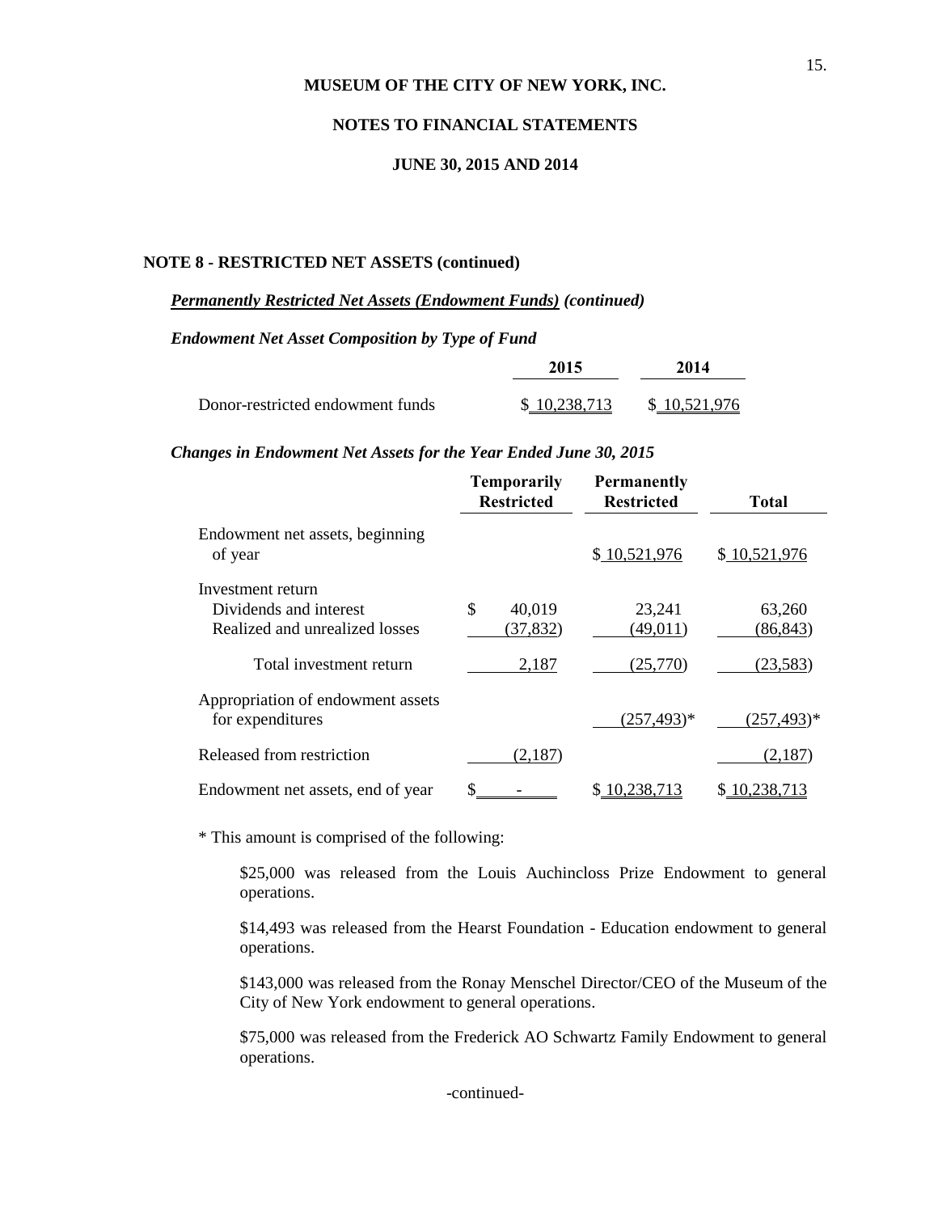**MUSEUM OF THE CITY OF NEW YORK, INC.**

**NOTES TO FINANCIAL STATEMENTS**

**JUNE 30, 2015 AND 2014**

**NOTE 8 - RESTRICTED NET ASSETS (continued)**

***Permanently Restricted Net Assets (Endowment Funds) (continued)***

***Endowment Net Asset Composition by Type of Fund***

| | 2015 | 2014 |
|---|---|---|
| Donor-restricted endowment funds | $ 10,238,713 | $ 10,521,976 |

***Changes in Endowment Net Assets for the Year Ended June 30, 2015***

| | Temporarily Restricted | Permanently Restricted | Total |
|---|---|---|---|
| Endowment net assets, beginning of year | | $ 10,521,976 | $ 10,521,976 |
| Investment return | | | |
| Dividends and interest | $ 40,019 | 23,241 | 63,260 |
| Realized and unrealized losses | (37,832) | (49,011) | (86,843) |
| Total investment return | 2,187 | (25,770) | (23,583) |
| Appropriation of endowment assets for expenditures | | (257,493)* | (257,493)* |
| Released from restriction | (2,187) | | (2,187) |
| Endowment net assets, end of year | $ - | $ 10,238,713 | $ 10,238,713 |

* This amount is comprised of the following:

$25,000 was released from the Louis Auchincloss Prize Endowment to general operations.

$14,493 was released from the Hearst Foundation - Education endowment to general operations.

$143,000 was released from the Ronay Menschel Director/CEO of the Museum of the City of New York endowment to general operations.

$75,000 was released from the Frederick AO Schwartz Family Endowment to general operations.

-continued-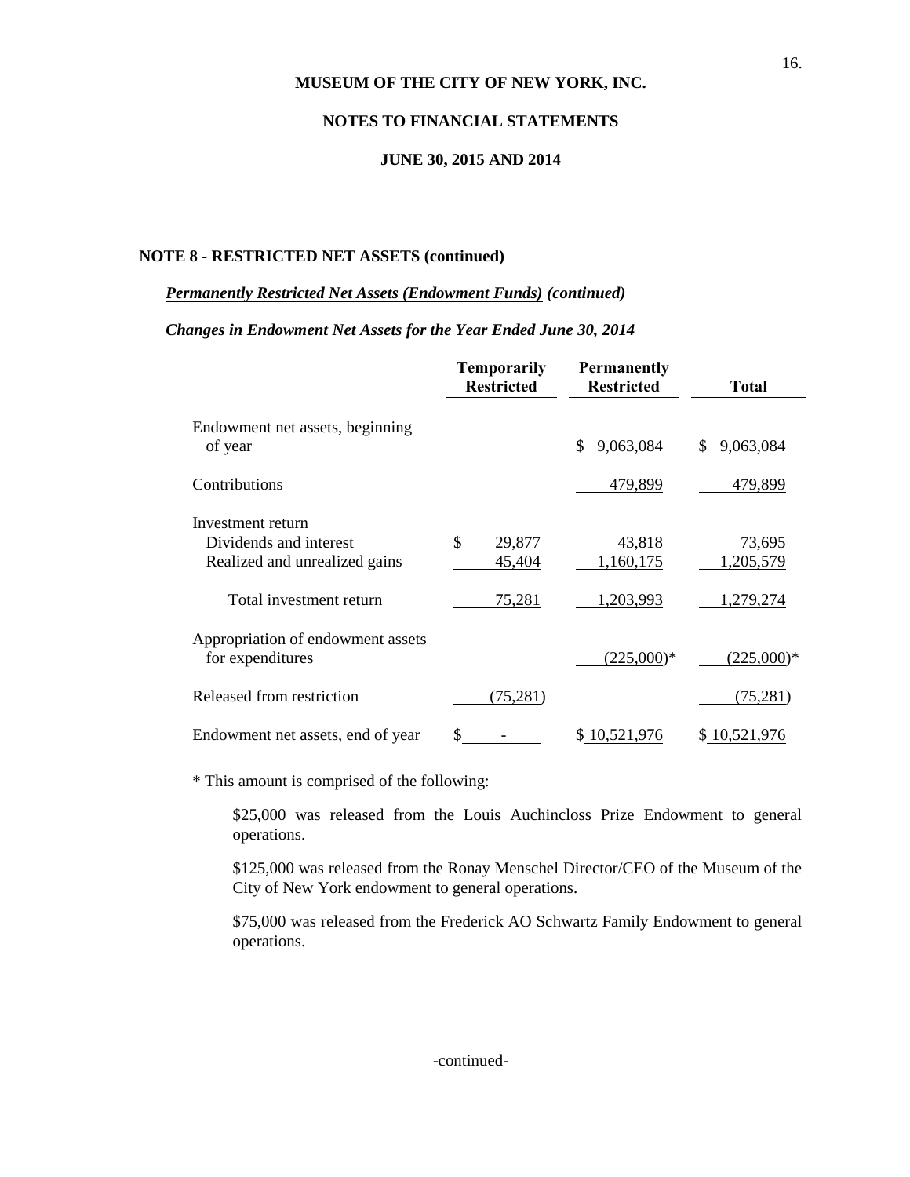MUSEUM OF THE CITY OF NEW YORK, INC.

NOTES TO FINANCIAL STATEMENTS

JUNE 30, 2015 AND 2014

## NOTE 8 - RESTRICTED NET ASSETS (continued)

***Permanently Restricted Net Assets (Endowment Funds)*** ***(continued)***

***Changes in Endowment Net Assets for the Year Ended June 30, 2014***

| | Temporarily Restricted | Permanently Restricted | Total |
|---|---|---|---|
| Endowment net assets, beginning of year | | $ 9,063,084 | $ 9,063,084 |
| Contributions | | 479,899 | 479,899 |
| Investment return | | | |
| Dividends and interest | $ 29,877 | 43,818 | 73,695 |
| Realized and unrealized gains | 45,404 | 1,160,175 | 1,205,579 |
| Total investment return | 75,281 | 1,203,993 | 1,279,274 |
| Appropriation of endowment assets for expenditures | | (225,000)* | (225,000)* |
| Released from restriction | (75,281) | | (75,281) |
| Endowment net assets, end of year | $ - | $ 10,521,976 | $ 10,521,976 |

\* This amount is comprised of the following:

$25,000 was released from the Louis Auchincloss Prize Endowment to general operations.

$125,000 was released from the Ronay Menschel Director/CEO of the Museum of the City of New York endowment to general operations.

$75,000 was released from the Frederick AO Schwartz Family Endowment to general operations.

-continued-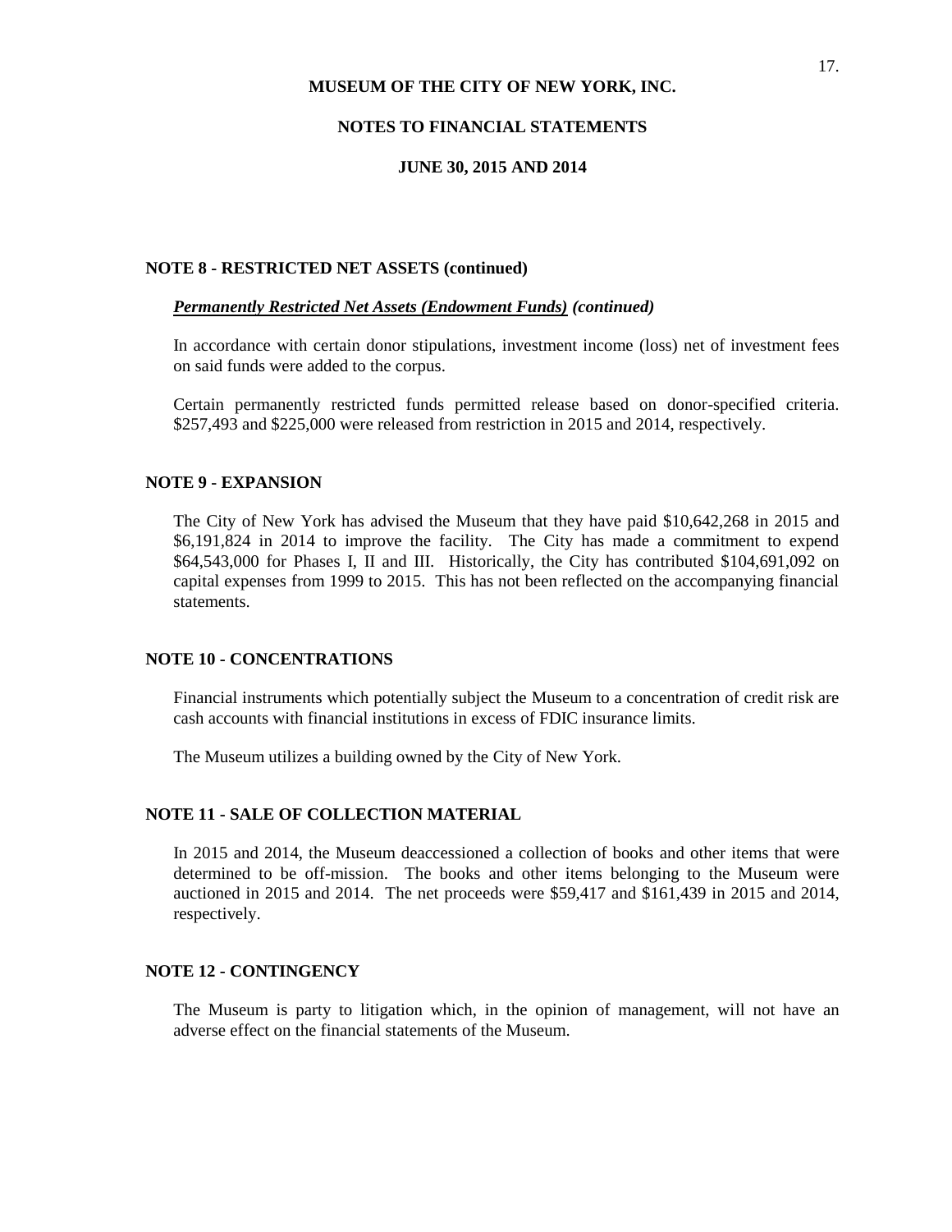**MUSEUM OF THE CITY OF NEW YORK, INC.**

**NOTES TO FINANCIAL STATEMENTS**

**JUNE 30, 2015 AND 2014**

## NOTE 8 - RESTRICTED NET ASSETS (continued)

***Permanently Restricted Net Assets (Endowment Funds)*** ***(continued)***

In accordance with certain donor stipulations, investment income (loss) net of investment fees on said funds were added to the corpus.

Certain permanently restricted funds permitted release based on donor-specified criteria. $257,493 and $225,000 were released from restriction in 2015 and 2014, respectively.

## NOTE 9 - EXPANSION

The City of New York has advised the Museum that they have paid $10,642,268 in 2015 and $6,191,824 in 2014 to improve the facility. The City has made a commitment to expend $64,543,000 for Phases I, II and III. Historically, the City has contributed $104,691,092 on capital expenses from 1999 to 2015. This has not been reflected on the accompanying financial statements.

## NOTE 10 - CONCENTRATIONS

Financial instruments which potentially subject the Museum to a concentration of credit risk are cash accounts with financial institutions in excess of FDIC insurance limits.

The Museum utilizes a building owned by the City of New York.

## NOTE 11 - SALE OF COLLECTION MATERIAL

In 2015 and 2014, the Museum deaccessioned a collection of books and other items that were determined to be off-mission. The books and other items belonging to the Museum were auctioned in 2015 and 2014. The net proceeds were $59,417 and $161,439 in 2015 and 2014, respectively.

## NOTE 12 - CONTINGENCY

The Museum is party to litigation which, in the opinion of management, will not have an adverse effect on the financial statements of the Museum.